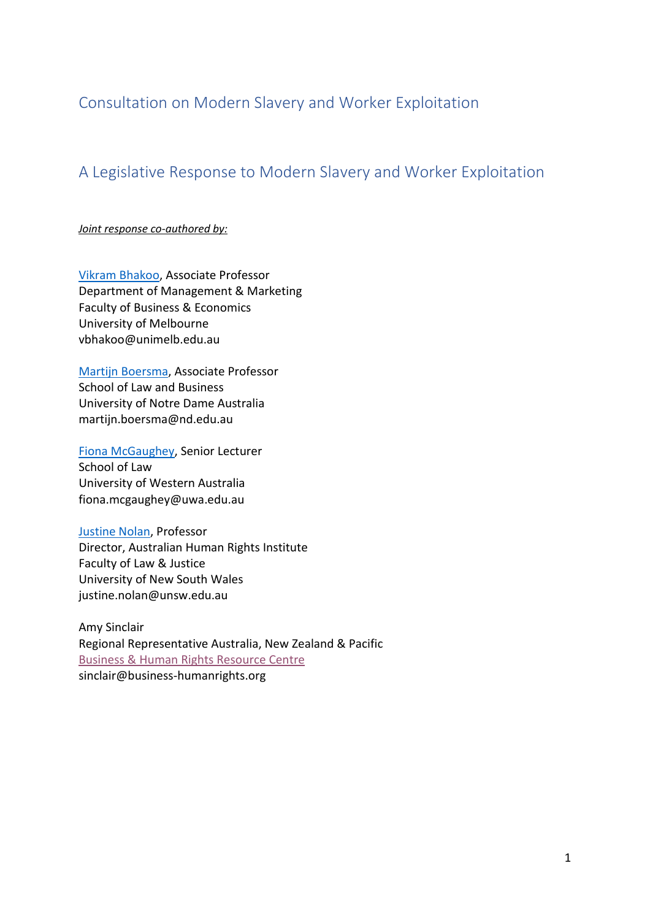# Consultation on Modern Slavery and Worker Exploitation

## A Legislative Response to Modern Slavery and Worker Exploitation

*Joint response co-authored by:*

Vikram Bhakoo, Associate Professor
Department of Management & Marketing
Faculty of Business & Economics
University of Melbourne
vbhakoo@unimelb.edu.au

Martijn Boersma, Associate Professor
School of Law and Business
University of Notre Dame Australia
martijn.boersma@nd.edu.au

Fiona McGaughey, Senior Lecturer
School of Law
University of Western Australia
fiona.mcgaughey@uwa.edu.au

Justine Nolan, Professor
Director, Australian Human Rights Institute
Faculty of Law & Justice
University of New South Wales
justine.nolan@unsw.edu.au

Amy Sinclair
Regional Representative Australia, New Zealand & Pacific
Business & Human Rights Resource Centre
sinclair@business-humanrights.org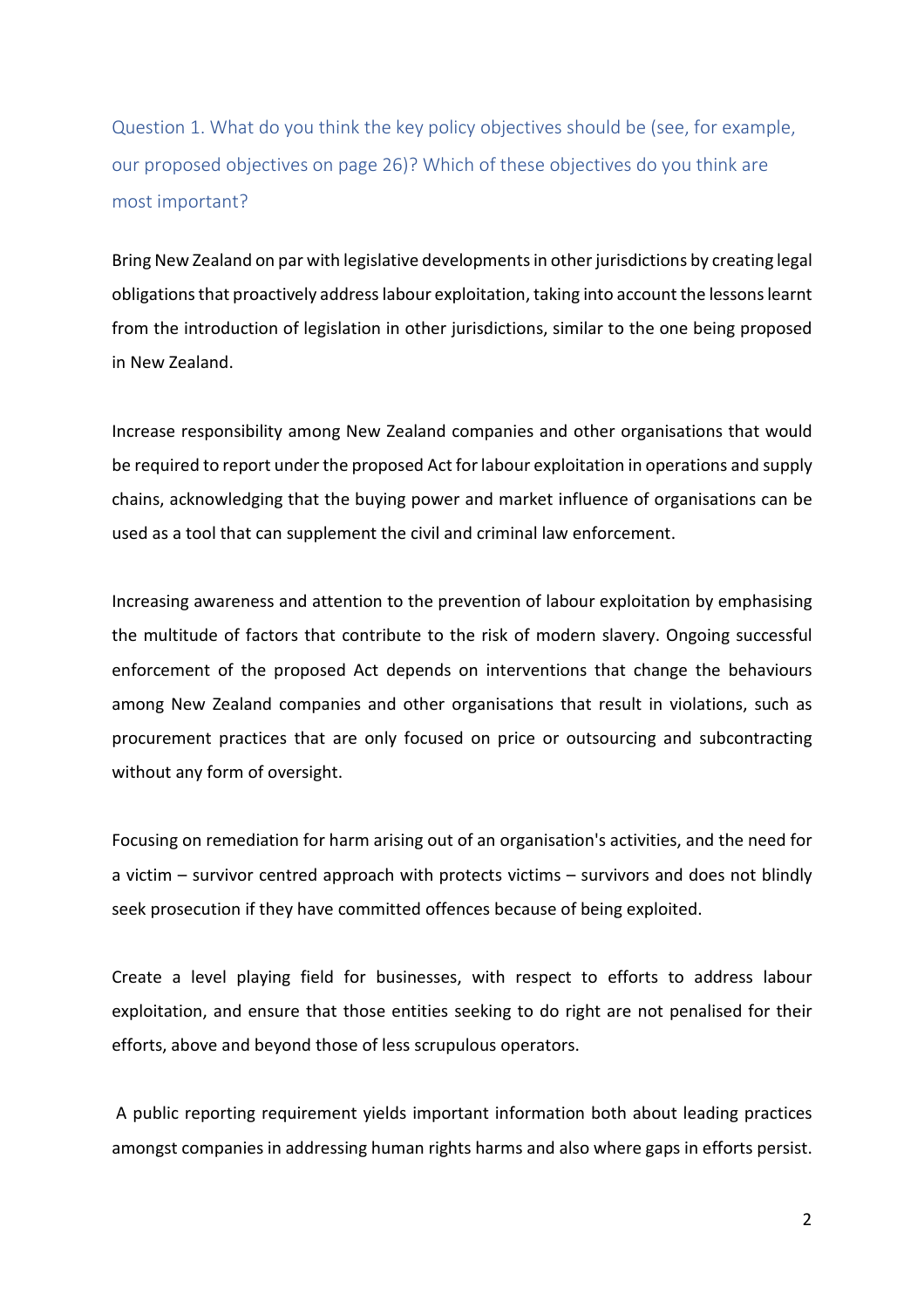Question 1. What do you think the key policy objectives should be (see, for example, our proposed objectives on page 26)? Which of these objectives do you think are most important?

Bring New Zealand on par with legislative developments in other jurisdictions by creating legal obligations that proactively address labour exploitation, taking into account the lessons learnt from the introduction of legislation in other jurisdictions, similar to the one being proposed in New Zealand.

Increase responsibility among New Zealand companies and other organisations that would be required to report under the proposed Act for labour exploitation in operations and supply chains, acknowledging that the buying power and market influence of organisations can be used as a tool that can supplement the civil and criminal law enforcement.

Increasing awareness and attention to the prevention of labour exploitation by emphasising the multitude of factors that contribute to the risk of modern slavery. Ongoing successful enforcement of the proposed Act depends on interventions that change the behaviours among New Zealand companies and other organisations that result in violations, such as procurement practices that are only focused on price or outsourcing and subcontracting without any form of oversight.

Focusing on remediation for harm arising out of an organisation's activities, and the need for a victim – survivor centred approach with protects victims – survivors and does not blindly seek prosecution if they have committed offences because of being exploited.

Create a level playing field for businesses, with respect to efforts to address labour exploitation, and ensure that those entities seeking to do right are not penalised for their efforts, above and beyond those of less scrupulous operators.

A public reporting requirement yields important information both about leading practices amongst companies in addressing human rights harms and also where gaps in efforts persist.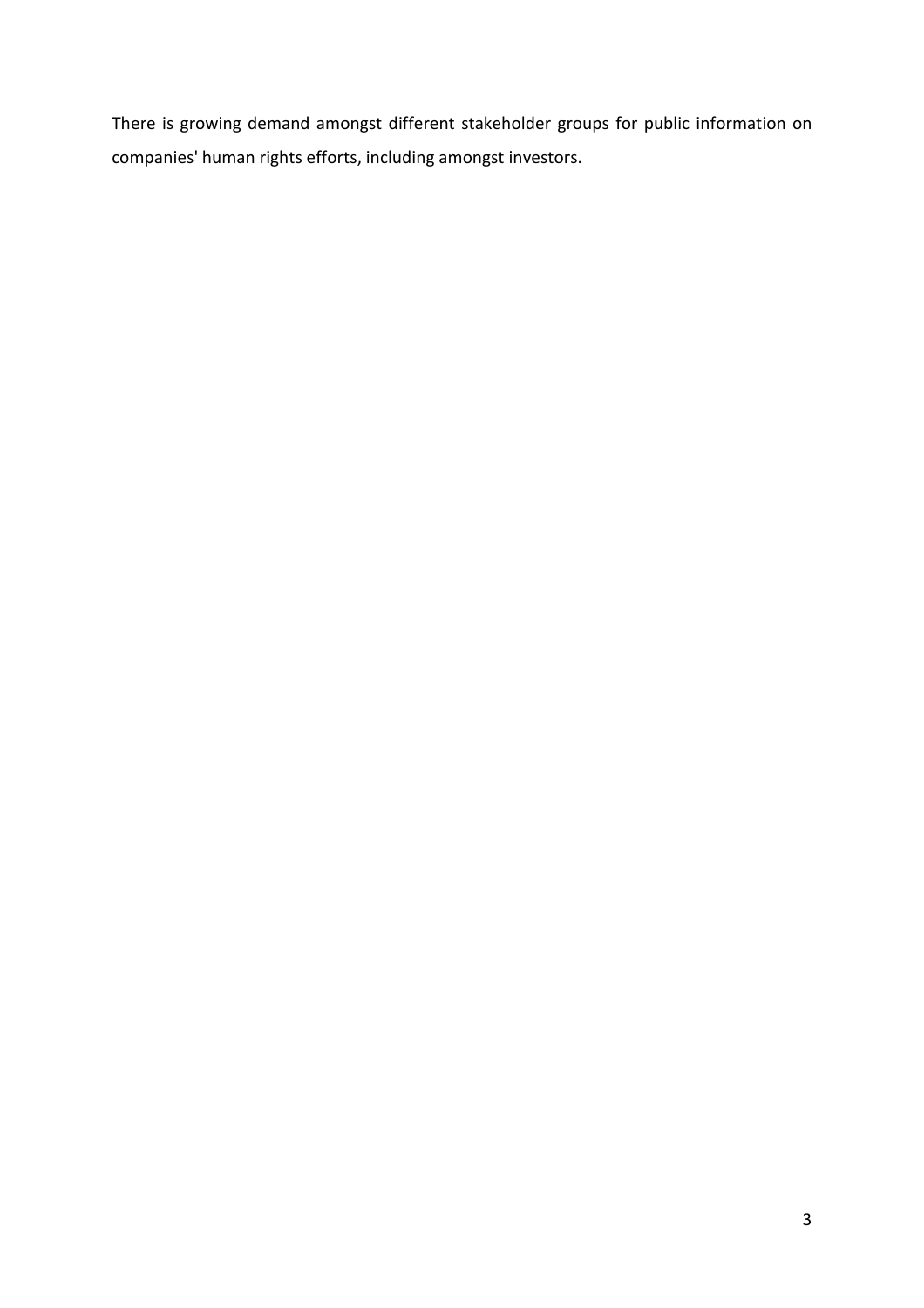There is growing demand amongst different stakeholder groups for public information on companies' human rights efforts, including amongst investors.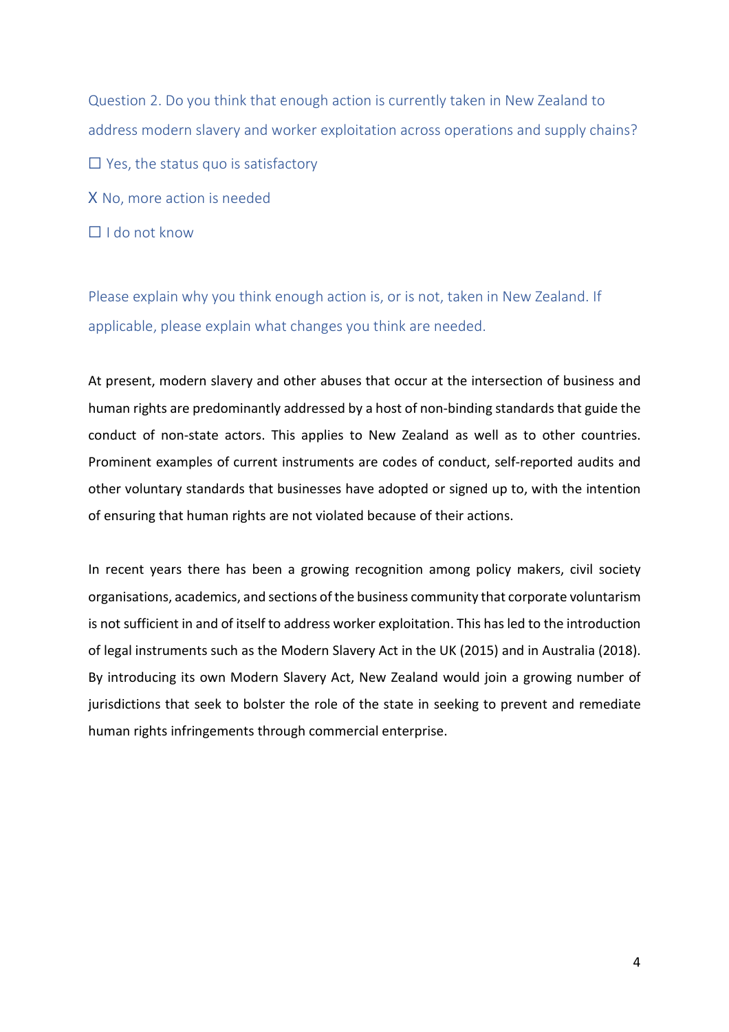Question 2. Do you think that enough action is currently taken in New Zealand to address modern slavery and worker exploitation across operations and supply chains?

☐ Yes, the status quo is satisfactory

X No, more action is needed

☐ I do not know

Please explain why you think enough action is, or is not, taken in New Zealand. If applicable, please explain what changes you think are needed.

At present, modern slavery and other abuses that occur at the intersection of business and human rights are predominantly addressed by a host of non-binding standards that guide the conduct of non-state actors. This applies to New Zealand as well as to other countries. Prominent examples of current instruments are codes of conduct, self-reported audits and other voluntary standards that businesses have adopted or signed up to, with the intention of ensuring that human rights are not violated because of their actions.

In recent years there has been a growing recognition among policy makers, civil society organisations, academics, and sections of the business community that corporate voluntarism is not sufficient in and of itself to address worker exploitation. This has led to the introduction of legal instruments such as the Modern Slavery Act in the UK (2015) and in Australia (2018). By introducing its own Modern Slavery Act, New Zealand would join a growing number of jurisdictions that seek to bolster the role of the state in seeking to prevent and remediate human rights infringements through commercial enterprise.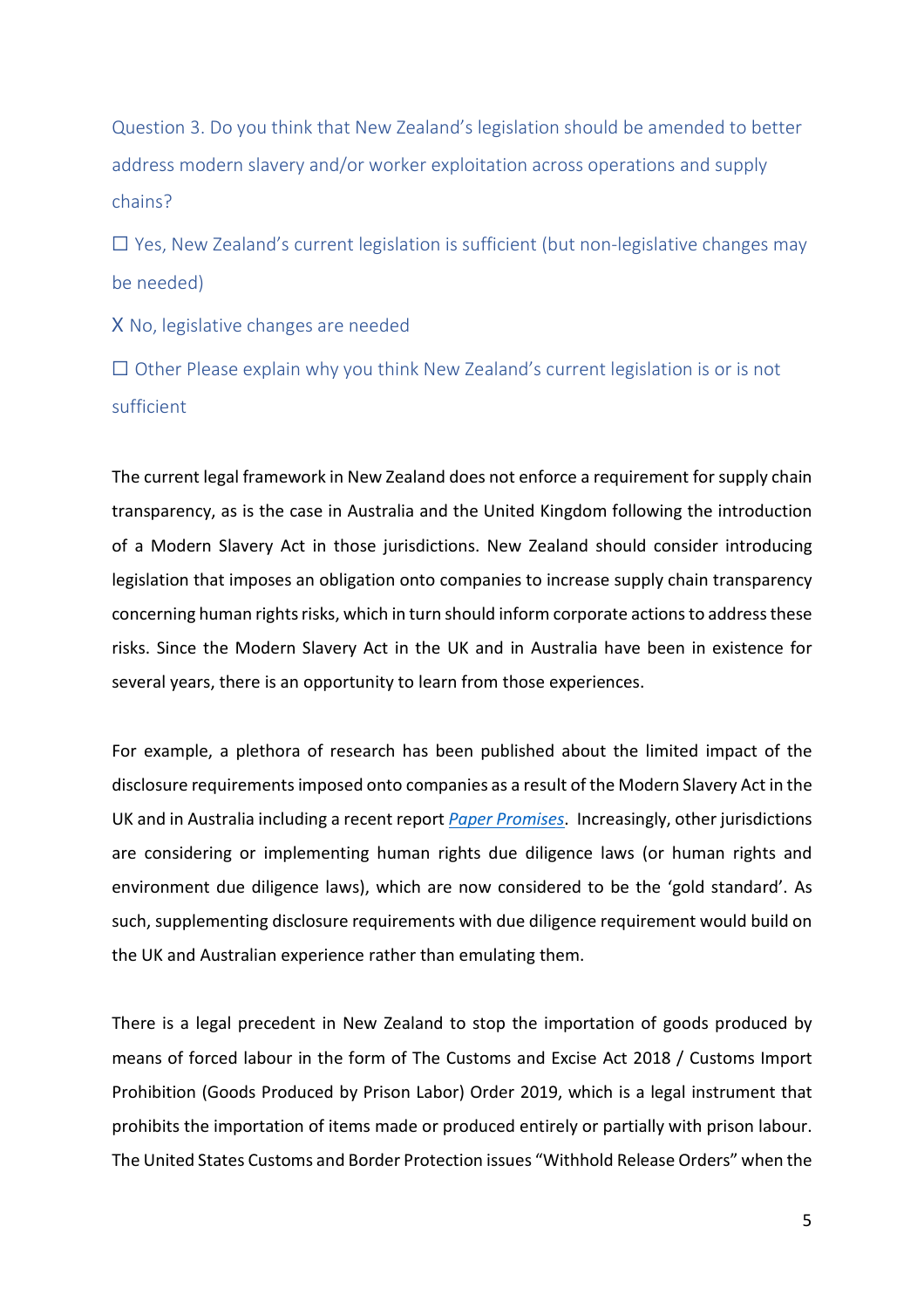Question 3. Do you think that New Zealand's legislation should be amended to better address modern slavery and/or worker exploitation across operations and supply chains?

☐ Yes, New Zealand's current legislation is sufficient (but non-legislative changes may be needed)

X No, legislative changes are needed

☐ Other Please explain why you think New Zealand's current legislation is or is not sufficient

The current legal framework in New Zealand does not enforce a requirement for supply chain transparency, as is the case in Australia and the United Kingdom following the introduction of a Modern Slavery Act in those jurisdictions. New Zealand should consider introducing legislation that imposes an obligation onto companies to increase supply chain transparency concerning human rights risks, which in turn should inform corporate actions to address these risks. Since the Modern Slavery Act in the UK and in Australia have been in existence for several years, there is an opportunity to learn from those experiences.

For example, a plethora of research has been published about the limited impact of the disclosure requirements imposed onto companies as a result of the Modern Slavery Act in the UK and in Australia including a recent report *[Paper Promises](#)*. Increasingly, other jurisdictions are considering or implementing human rights due diligence laws (or human rights and environment due diligence laws), which are now considered to be the 'gold standard'. As such, supplementing disclosure requirements with due diligence requirement would build on the UK and Australian experience rather than emulating them.

There is a legal precedent in New Zealand to stop the importation of goods produced by means of forced labour in the form of The Customs and Excise Act 2018 / Customs Import Prohibition (Goods Produced by Prison Labor) Order 2019, which is a legal instrument that prohibits the importation of items made or produced entirely or partially with prison labour. The United States Customs and Border Protection issues "Withhold Release Orders" when the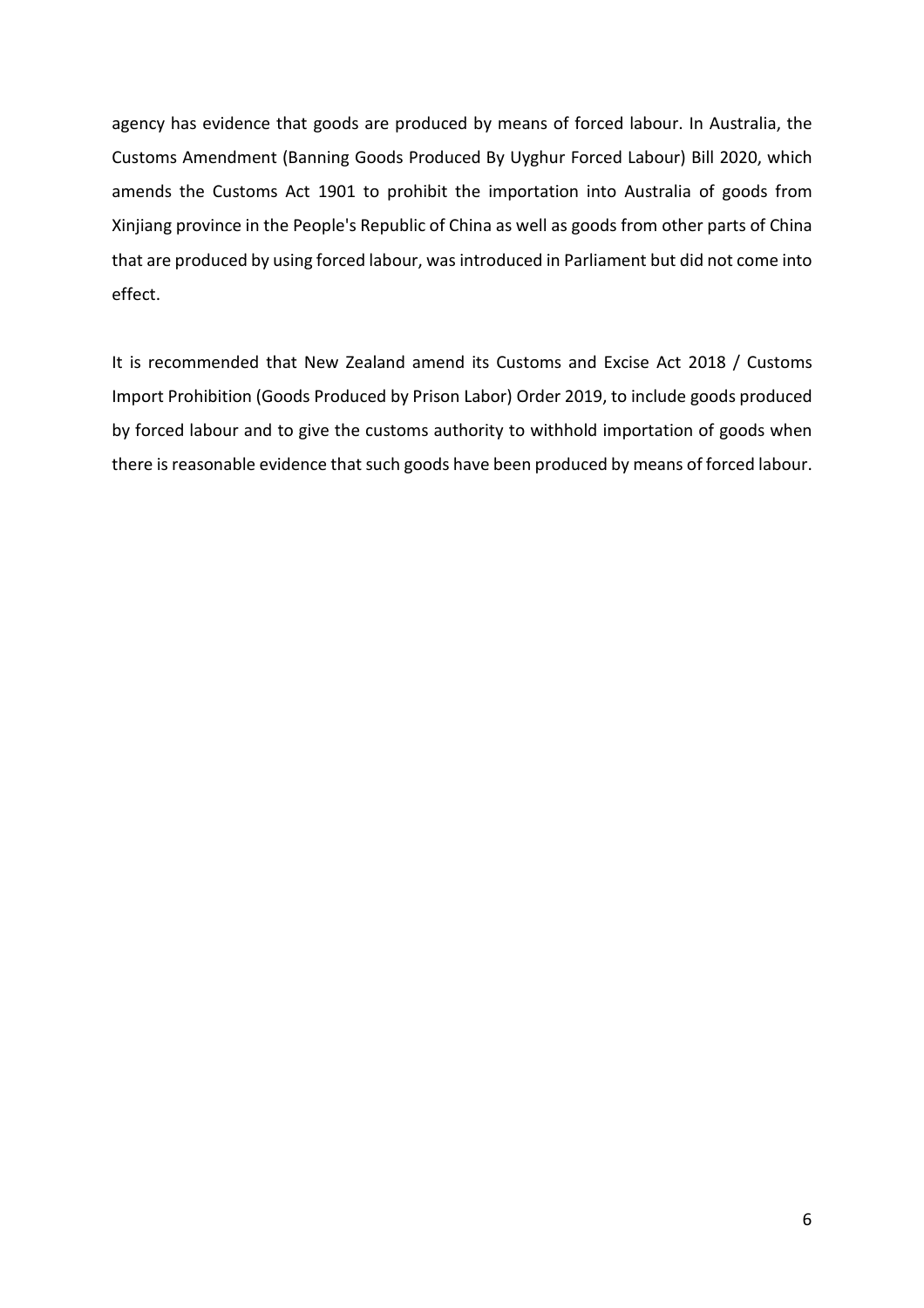agency has evidence that goods are produced by means of forced labour. In Australia, the Customs Amendment (Banning Goods Produced By Uyghur Forced Labour) Bill 2020, which amends the Customs Act 1901 to prohibit the importation into Australia of goods from Xinjiang province in the People's Republic of China as well as goods from other parts of China that are produced by using forced labour, was introduced in Parliament but did not come into effect.

It is recommended that New Zealand amend its Customs and Excise Act 2018 / Customs Import Prohibition (Goods Produced by Prison Labor) Order 2019, to include goods produced by forced labour and to give the customs authority to withhold importation of goods when there is reasonable evidence that such goods have been produced by means of forced labour.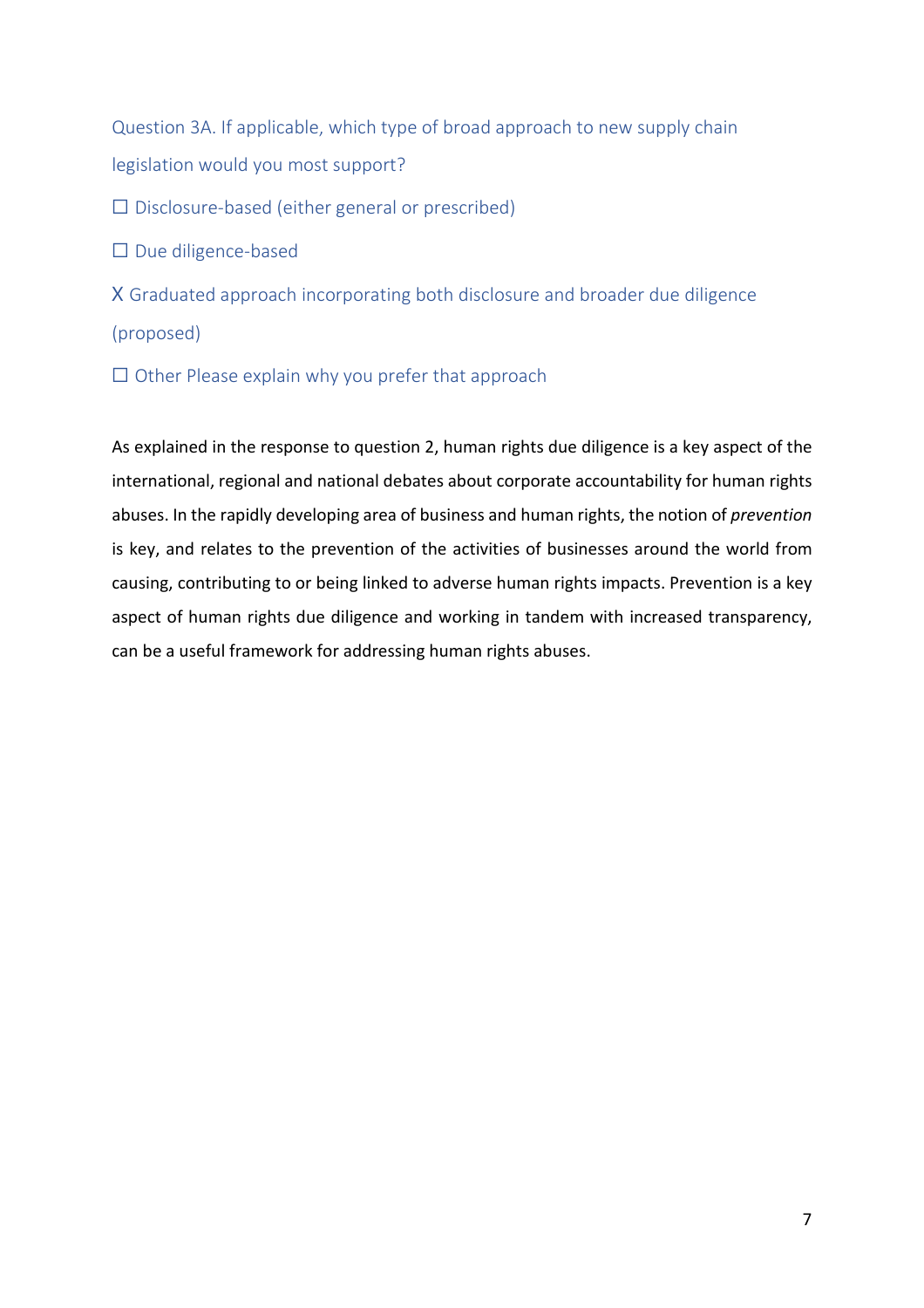Question 3A. If applicable, which type of broad approach to new supply chain legislation would you most support?

☐ Disclosure-based (either general or prescribed)

☐ Due diligence-based

X Graduated approach incorporating both disclosure and broader due diligence (proposed)

☐ Other Please explain why you prefer that approach

As explained in the response to question 2, human rights due diligence is a key aspect of the international, regional and national debates about corporate accountability for human rights abuses. In the rapidly developing area of business and human rights, the notion of *prevention* is key, and relates to the prevention of the activities of businesses around the world from causing, contributing to or being linked to adverse human rights impacts. Prevention is a key aspect of human rights due diligence and working in tandem with increased transparency, can be a useful framework for addressing human rights abuses.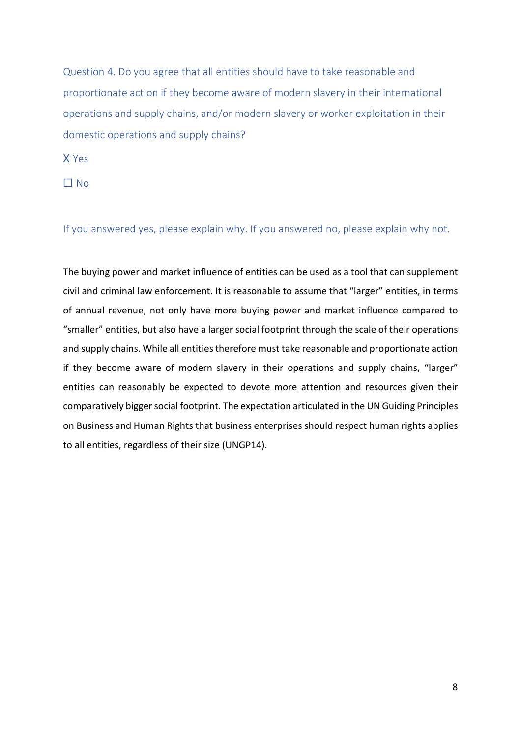Question 4. Do you agree that all entities should have to take reasonable and proportionate action if they become aware of modern slavery in their international operations and supply chains, and/or modern slavery or worker exploitation in their domestic operations and supply chains?

X Yes

☐ No

If you answered yes, please explain why. If you answered no, please explain why not.

The buying power and market influence of entities can be used as a tool that can supplement civil and criminal law enforcement. It is reasonable to assume that "larger" entities, in terms of annual revenue, not only have more buying power and market influence compared to "smaller" entities, but also have a larger social footprint through the scale of their operations and supply chains. While all entities therefore must take reasonable and proportionate action if they become aware of modern slavery in their operations and supply chains, "larger" entities can reasonably be expected to devote more attention and resources given their comparatively bigger social footprint. The expectation articulated in the UN Guiding Principles on Business and Human Rights that business enterprises should respect human rights applies to all entities, regardless of their size (UNGP14).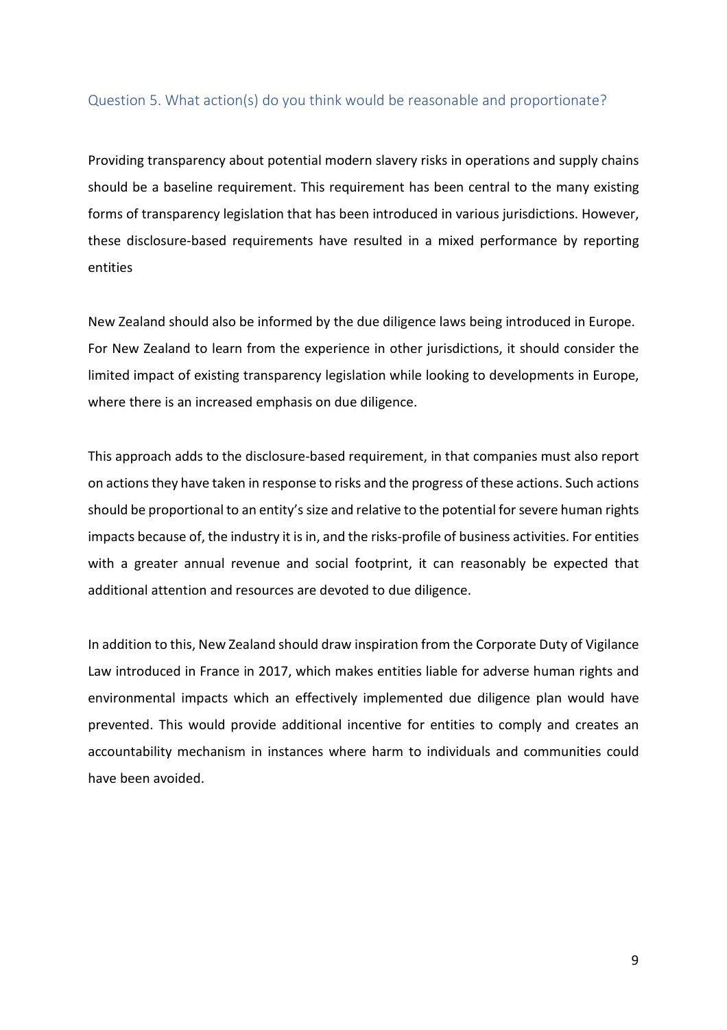## Question 5. What action(s) do you think would be reasonable and proportionate?

Providing transparency about potential modern slavery risks in operations and supply chains should be a baseline requirement. This requirement has been central to the many existing forms of transparency legislation that has been introduced in various jurisdictions. However, these disclosure-based requirements have resulted in a mixed performance by reporting entities

New Zealand should also be informed by the due diligence laws being introduced in Europe. For New Zealand to learn from the experience in other jurisdictions, it should consider the limited impact of existing transparency legislation while looking to developments in Europe, where there is an increased emphasis on due diligence.

This approach adds to the disclosure-based requirement, in that companies must also report on actions they have taken in response to risks and the progress of these actions. Such actions should be proportional to an entity's size and relative to the potential for severe human rights impacts because of, the industry it is in, and the risks-profile of business activities. For entities with a greater annual revenue and social footprint, it can reasonably be expected that additional attention and resources are devoted to due diligence.

In addition to this, New Zealand should draw inspiration from the Corporate Duty of Vigilance Law introduced in France in 2017, which makes entities liable for adverse human rights and environmental impacts which an effectively implemented due diligence plan would have prevented. This would provide additional incentive for entities to comply and creates an accountability mechanism in instances where harm to individuals and communities could have been avoided.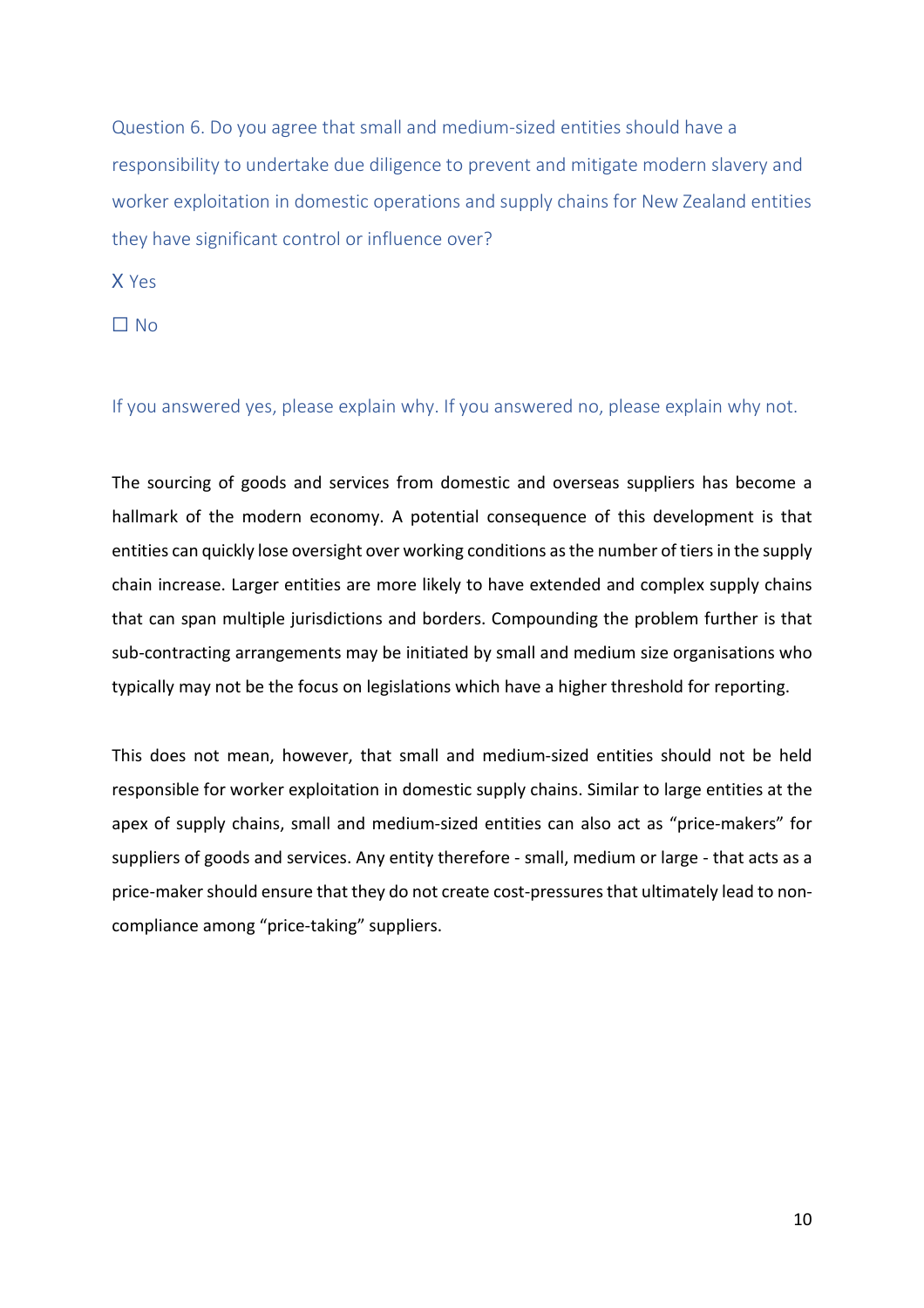Question 6. Do you agree that small and medium-sized entities should have a responsibility to undertake due diligence to prevent and mitigate modern slavery and worker exploitation in domestic operations and supply chains for New Zealand entities they have significant control or influence over?

X Yes

☐ No

If you answered yes, please explain why. If you answered no, please explain why not.

The sourcing of goods and services from domestic and overseas suppliers has become a hallmark of the modern economy. A potential consequence of this development is that entities can quickly lose oversight over working conditions as the number of tiers in the supply chain increase. Larger entities are more likely to have extended and complex supply chains that can span multiple jurisdictions and borders. Compounding the problem further is that sub-contracting arrangements may be initiated by small and medium size organisations who typically may not be the focus on legislations which have a higher threshold for reporting.

This does not mean, however, that small and medium-sized entities should not be held responsible for worker exploitation in domestic supply chains. Similar to large entities at the apex of supply chains, small and medium-sized entities can also act as "price-makers" for suppliers of goods and services. Any entity therefore - small, medium or large - that acts as a price-maker should ensure that they do not create cost-pressures that ultimately lead to non-compliance among "price-taking" suppliers.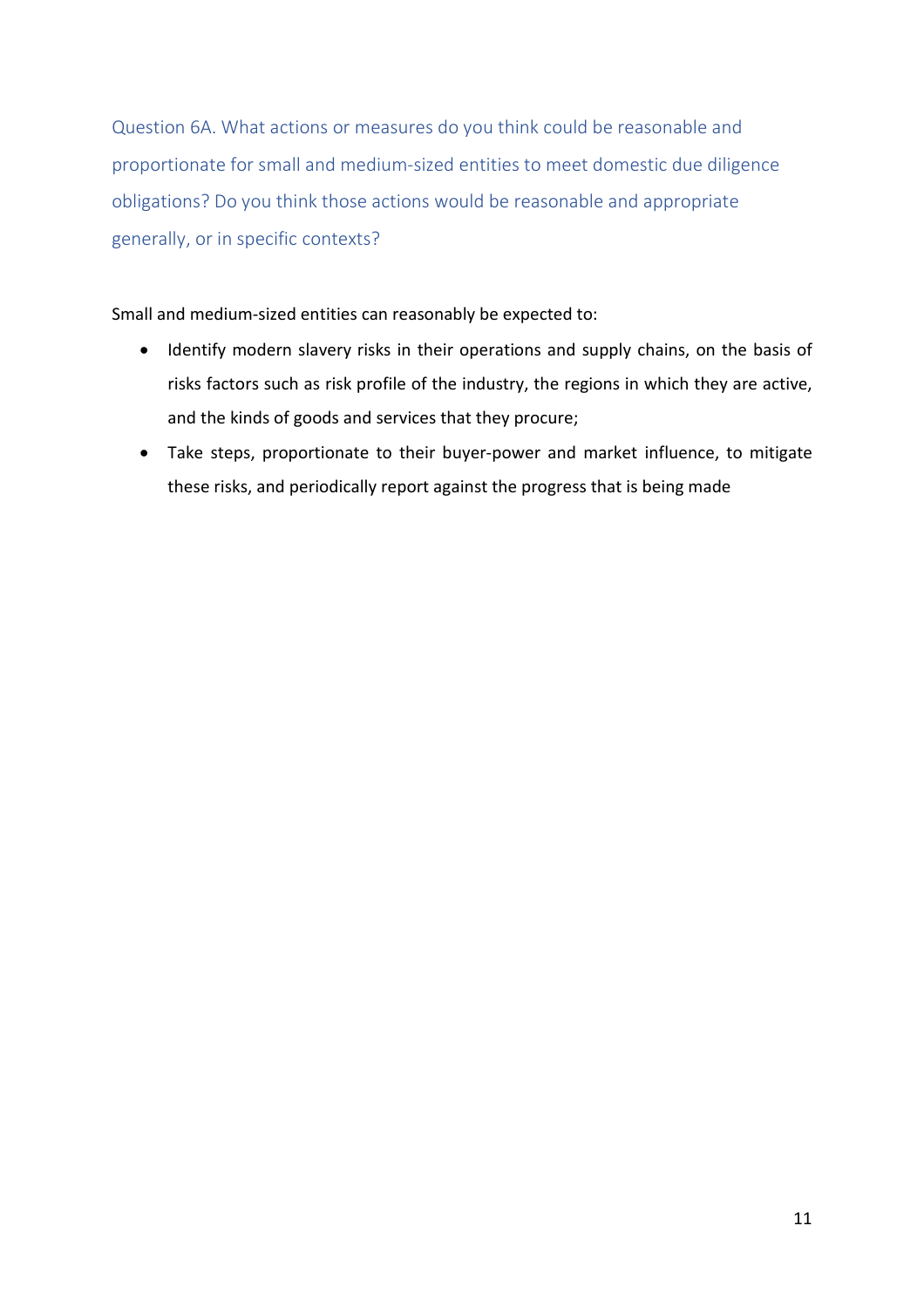### Question 6A. What actions or measures do you think could be reasonable and proportionate for small and medium-sized entities to meet domestic due diligence obligations? Do you think those actions would be reasonable and appropriate generally, or in specific contexts?

Small and medium-sized entities can reasonably be expected to:

- Identify modern slavery risks in their operations and supply chains, on the basis of risks factors such as risk profile of the industry, the regions in which they are active, and the kinds of goods and services that they procure;
- Take steps, proportionate to their buyer-power and market influence, to mitigate these risks, and periodically report against the progress that is being made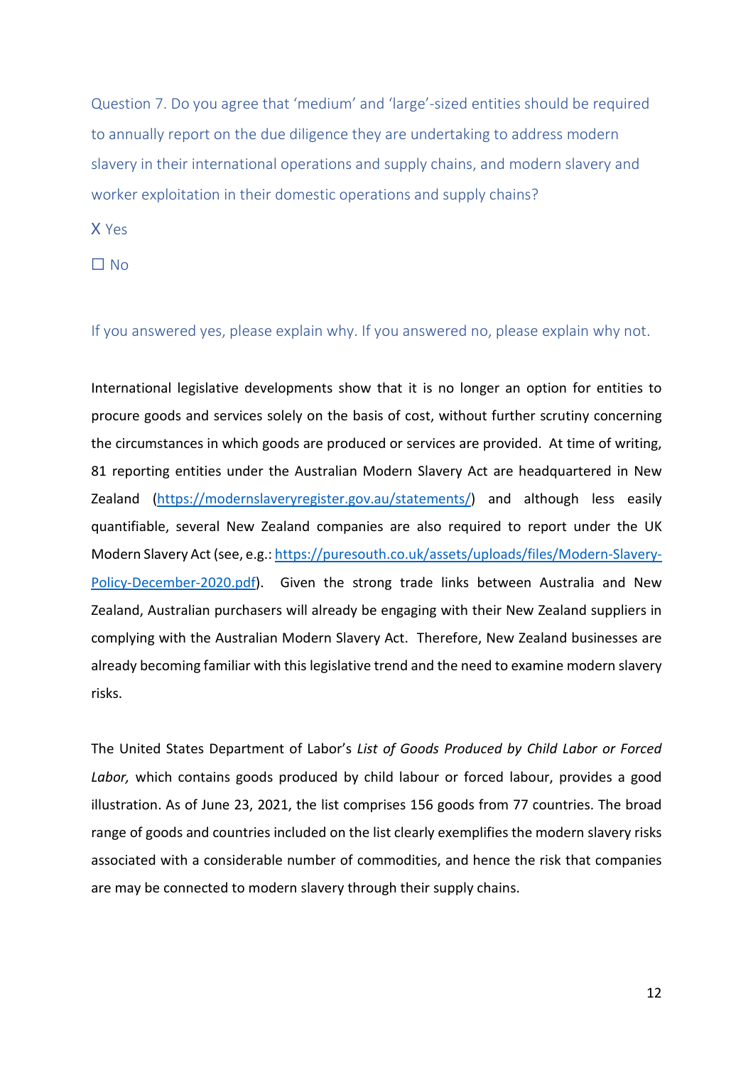Question 7. Do you agree that ‘medium’ and ‘large’-sized entities should be required to annually report on the due diligence they are undertaking to address modern slavery in their international operations and supply chains, and modern slavery and worker exploitation in their domestic operations and supply chains?

X Yes

☐ No

If you answered yes, please explain why. If you answered no, please explain why not.

International legislative developments show that it is no longer an option for entities to procure goods and services solely on the basis of cost, without further scrutiny concerning the circumstances in which goods are produced or services are provided. At time of writing, 81 reporting entities under the Australian Modern Slavery Act are headquartered in New Zealand (https://modernslaveryregister.gov.au/statements/) and although less easily quantifiable, several New Zealand companies are also required to report under the UK Modern Slavery Act (see, e.g.: https://puresouth.co.uk/assets/uploads/files/Modern-Slavery-Policy-December-2020.pdf). Given the strong trade links between Australia and New Zealand, Australian purchasers will already be engaging with their New Zealand suppliers in complying with the Australian Modern Slavery Act. Therefore, New Zealand businesses are already becoming familiar with this legislative trend and the need to examine modern slavery risks.

The United States Department of Labor’s *List of Goods Produced by Child Labor or Forced Labor,* which contains goods produced by child labour or forced labour, provides a good illustration. As of June 23, 2021, the list comprises 156 goods from 77 countries. The broad range of goods and countries included on the list clearly exemplifies the modern slavery risks associated with a considerable number of commodities, and hence the risk that companies are may be connected to modern slavery through their supply chains.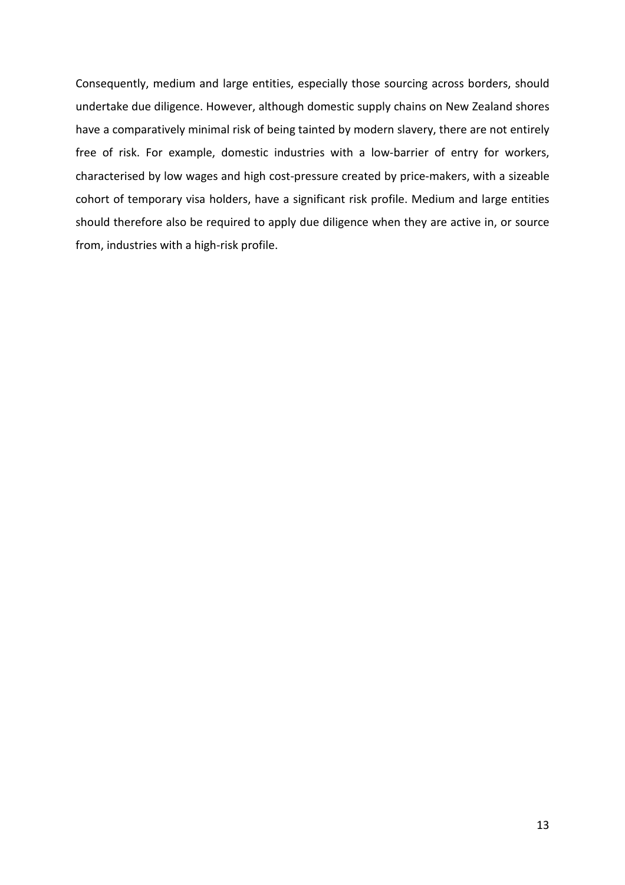Consequently, medium and large entities, especially those sourcing across borders, should undertake due diligence. However, although domestic supply chains on New Zealand shores have a comparatively minimal risk of being tainted by modern slavery, there are not entirely free of risk. For example, domestic industries with a low-barrier of entry for workers, characterised by low wages and high cost-pressure created by price-makers, with a sizeable cohort of temporary visa holders, have a significant risk profile. Medium and large entities should therefore also be required to apply due diligence when they are active in, or source from, industries with a high-risk profile.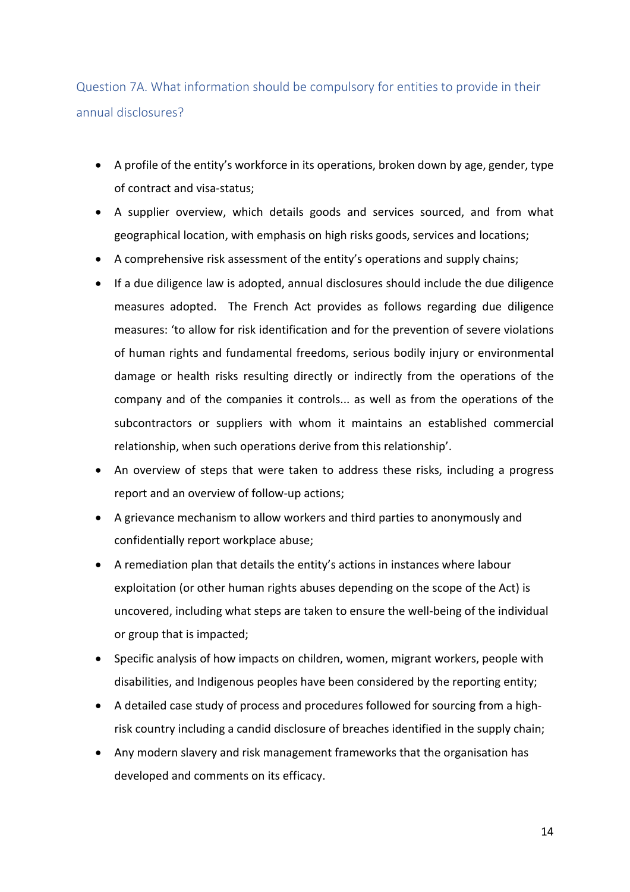### Question 7A. What information should be compulsory for entities to provide in their annual disclosures?

- A profile of the entity's workforce in its operations, broken down by age, gender, type of contract and visa-status;
- A supplier overview, which details goods and services sourced, and from what geographical location, with emphasis on high risks goods, services and locations;
- A comprehensive risk assessment of the entity's operations and supply chains;
- If a due diligence law is adopted, annual disclosures should include the due diligence measures adopted. The French Act provides as follows regarding due diligence measures: 'to allow for risk identification and for the prevention of severe violations of human rights and fundamental freedoms, serious bodily injury or environmental damage or health risks resulting directly or indirectly from the operations of the company and of the companies it controls... as well as from the operations of the subcontractors or suppliers with whom it maintains an established commercial relationship, when such operations derive from this relationship'.
- An overview of steps that were taken to address these risks, including a progress report and an overview of follow-up actions;
- A grievance mechanism to allow workers and third parties to anonymously and confidentially report workplace abuse;
- A remediation plan that details the entity's actions in instances where labour exploitation (or other human rights abuses depending on the scope of the Act) is uncovered, including what steps are taken to ensure the well-being of the individual or group that is impacted;
- Specific analysis of how impacts on children, women, migrant workers, people with disabilities, and Indigenous peoples have been considered by the reporting entity;
- A detailed case study of process and procedures followed for sourcing from a high-risk country including a candid disclosure of breaches identified in the supply chain;
- Any modern slavery and risk management frameworks that the organisation has developed and comments on its efficacy.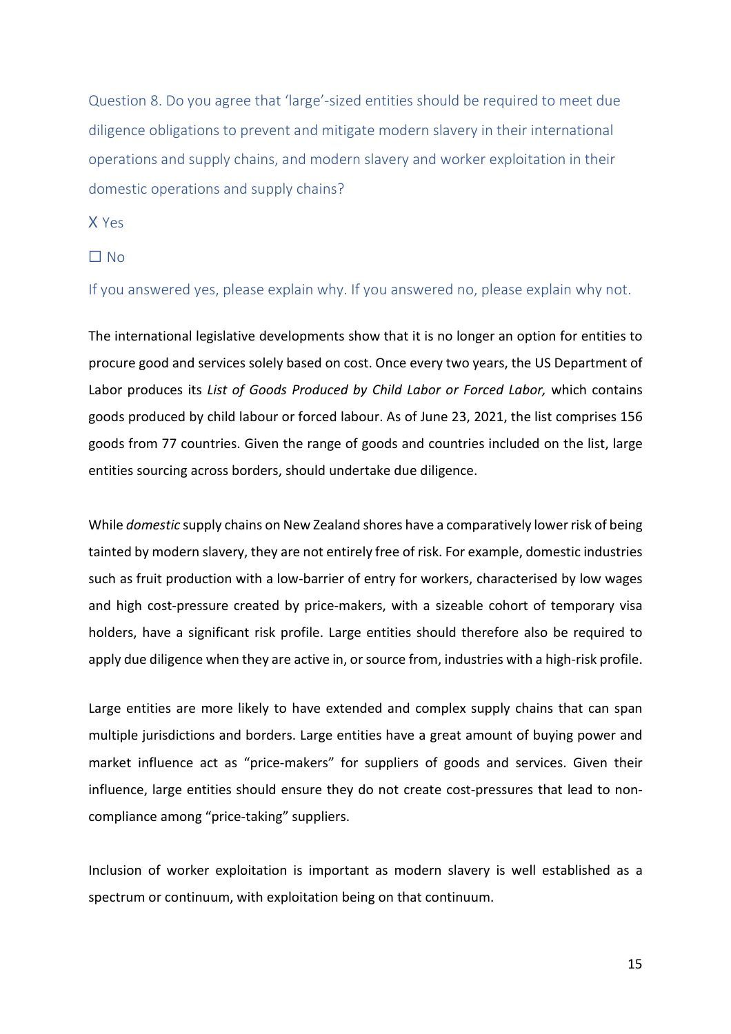Question 8. Do you agree that 'large'-sized entities should be required to meet due diligence obligations to prevent and mitigate modern slavery in their international operations and supply chains, and modern slavery and worker exploitation in their domestic operations and supply chains?

X Yes

☐ No

If you answered yes, please explain why. If you answered no, please explain why not.

The international legislative developments show that it is no longer an option for entities to procure good and services solely based on cost. Once every two years, the US Department of Labor produces its *List of Goods Produced by Child Labor or Forced Labor,* which contains goods produced by child labour or forced labour. As of June 23, 2021, the list comprises 156 goods from 77 countries. Given the range of goods and countries included on the list, large entities sourcing across borders, should undertake due diligence.

While *domestic* supply chains on New Zealand shores have a comparatively lower risk of being tainted by modern slavery, they are not entirely free of risk. For example, domestic industries such as fruit production with a low-barrier of entry for workers, characterised by low wages and high cost-pressure created by price-makers, with a sizeable cohort of temporary visa holders, have a significant risk profile. Large entities should therefore also be required to apply due diligence when they are active in, or source from, industries with a high-risk profile.

Large entities are more likely to have extended and complex supply chains that can span multiple jurisdictions and borders. Large entities have a great amount of buying power and market influence act as "price-makers" for suppliers of goods and services. Given their influence, large entities should ensure they do not create cost-pressures that lead to non-compliance among "price-taking" suppliers.

Inclusion of worker exploitation is important as modern slavery is well established as a spectrum or continuum, with exploitation being on that continuum.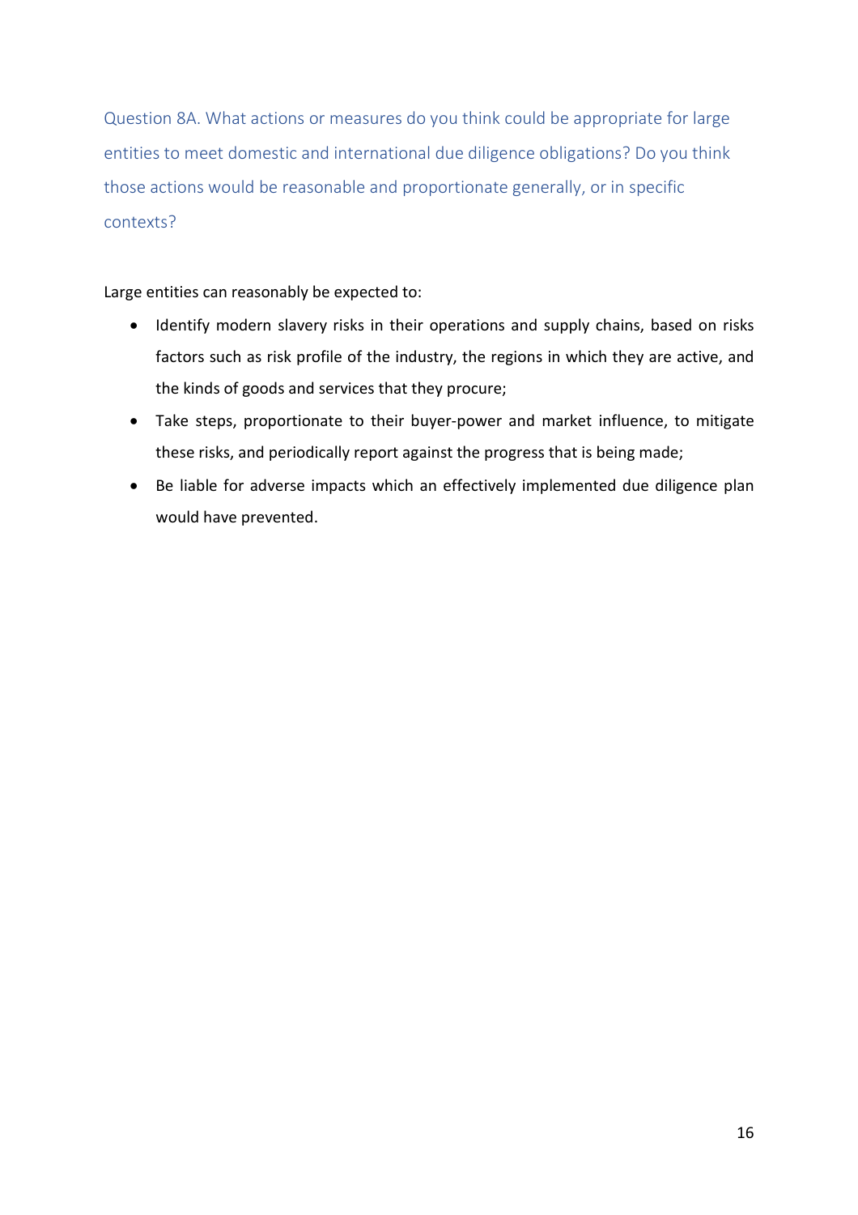### Question 8A. What actions or measures do you think could be appropriate for large entities to meet domestic and international due diligence obligations? Do you think those actions would be reasonable and proportionate generally, or in specific contexts?

Large entities can reasonably be expected to:

- Identify modern slavery risks in their operations and supply chains, based on risks factors such as risk profile of the industry, the regions in which they are active, and the kinds of goods and services that they procure;
- Take steps, proportionate to their buyer-power and market influence, to mitigate these risks, and periodically report against the progress that is being made;
- Be liable for adverse impacts which an effectively implemented due diligence plan would have prevented.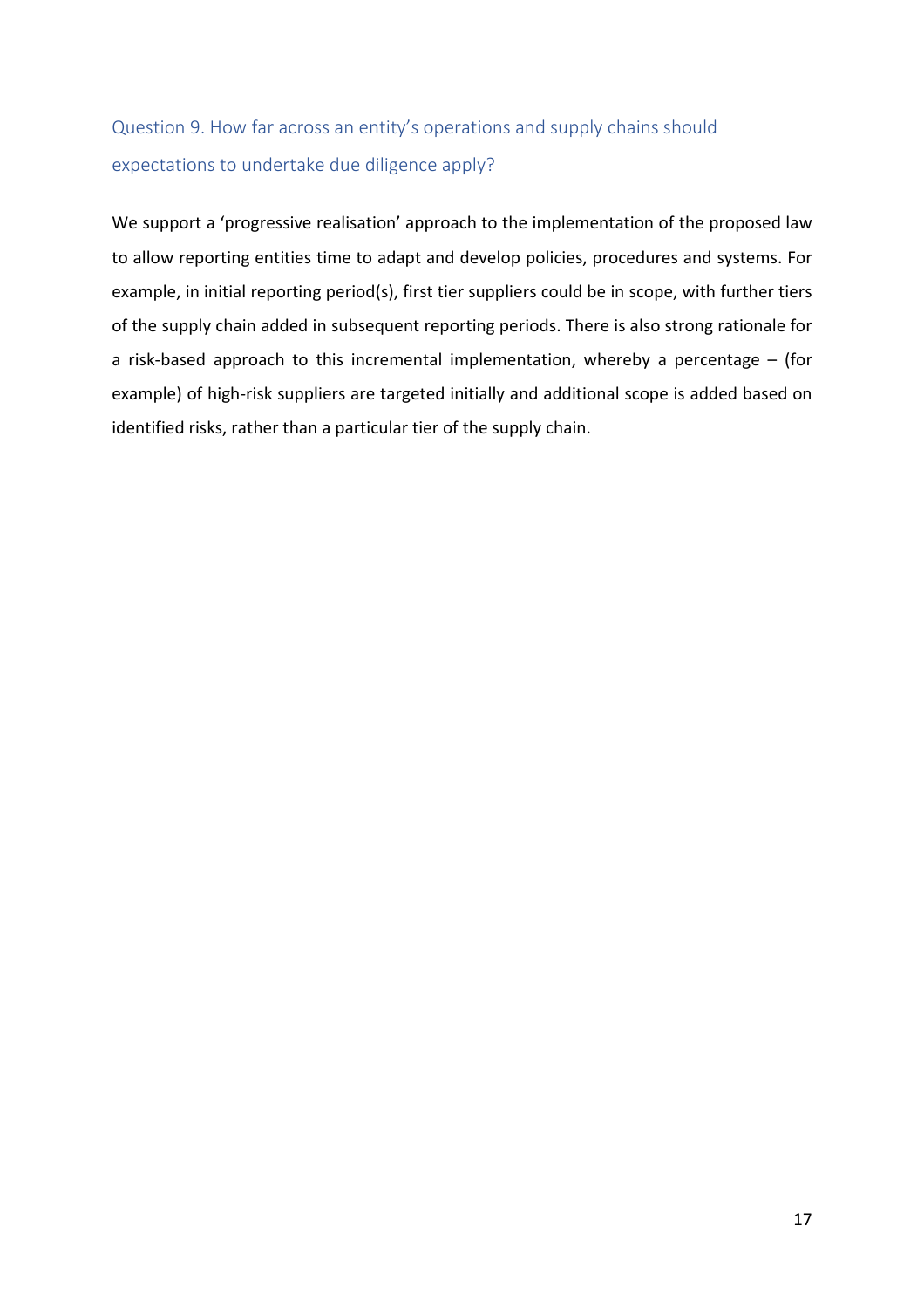## Question 9. How far across an entity's operations and supply chains should expectations to undertake due diligence apply?

We support a 'progressive realisation' approach to the implementation of the proposed law to allow reporting entities time to adapt and develop policies, procedures and systems. For example, in initial reporting period(s), first tier suppliers could be in scope, with further tiers of the supply chain added in subsequent reporting periods. There is also strong rationale for a risk-based approach to this incremental implementation, whereby a percentage – (for example) of high-risk suppliers are targeted initially and additional scope is added based on identified risks, rather than a particular tier of the supply chain.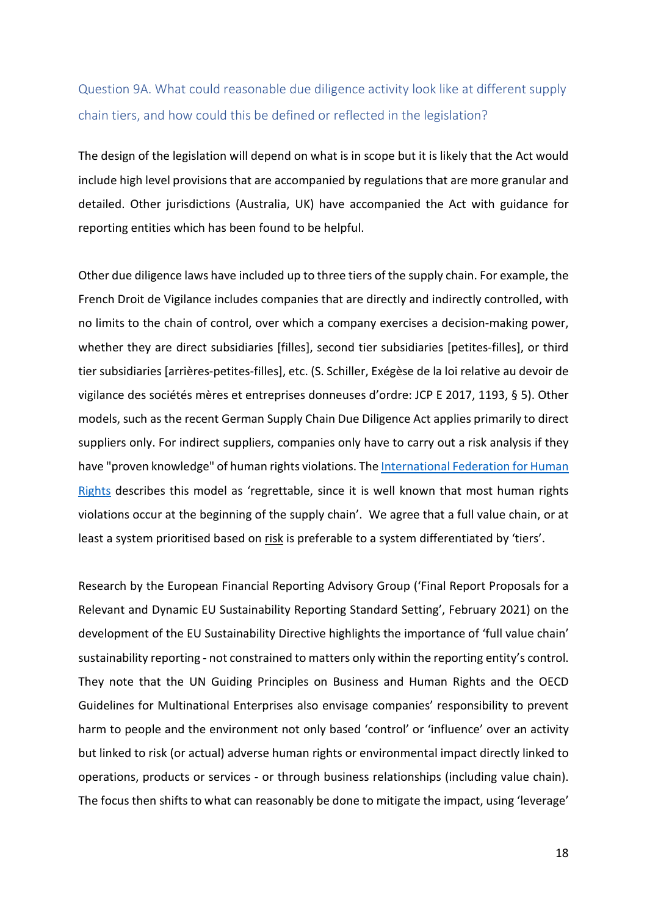## Question 9A. What could reasonable due diligence activity look like at different supply chain tiers, and how could this be defined or reflected in the legislation?

The design of the legislation will depend on what is in scope but it is likely that the Act would include high level provisions that are accompanied by regulations that are more granular and detailed. Other jurisdictions (Australia, UK) have accompanied the Act with guidance for reporting entities which has been found to be helpful.

Other due diligence laws have included up to three tiers of the supply chain. For example, the French Droit de Vigilance includes companies that are directly and indirectly controlled, with no limits to the chain of control, over which a company exercises a decision-making power, whether they are direct subsidiaries [filles], second tier subsidiaries [petites-filles], or third tier subsidiaries [arrières-petites-filles], etc. (S. Schiller, Exégèse de la loi relative au devoir de vigilance des sociétés mères et entreprises donneuses d'ordre: JCP E 2017, 1193, § 5). Other models, such as the recent German Supply Chain Due Diligence Act applies primarily to direct suppliers only. For indirect suppliers, companies only have to carry out a risk analysis if they have "proven knowledge" of human rights violations. The International Federation for Human Rights describes this model as 'regrettable, since it is well known that most human rights violations occur at the beginning of the supply chain'. We agree that a full value chain, or at least a system prioritised based on risk is preferable to a system differentiated by 'tiers'.

Research by the European Financial Reporting Advisory Group ('Final Report Proposals for a Relevant and Dynamic EU Sustainability Reporting Standard Setting', February 2021) on the development of the EU Sustainability Directive highlights the importance of 'full value chain' sustainability reporting - not constrained to matters only within the reporting entity's control. They note that the UN Guiding Principles on Business and Human Rights and the OECD Guidelines for Multinational Enterprises also envisage companies' responsibility to prevent harm to people and the environment not only based 'control' or 'influence' over an activity but linked to risk (or actual) adverse human rights or environmental impact directly linked to operations, products or services - or through business relationships (including value chain). The focus then shifts to what can reasonably be done to mitigate the impact, using 'leverage'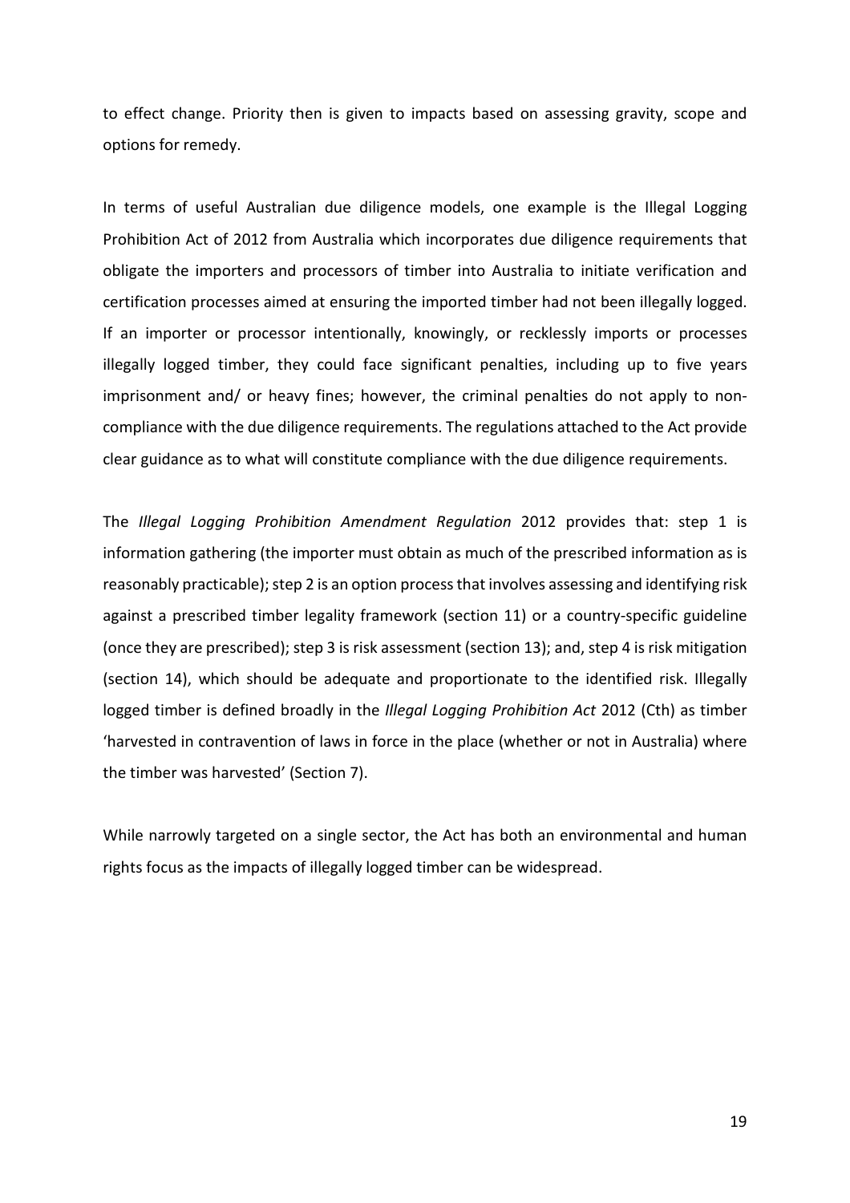to effect change. Priority then is given to impacts based on assessing gravity, scope and options for remedy.

In terms of useful Australian due diligence models, one example is the Illegal Logging Prohibition Act of 2012 from Australia which incorporates due diligence requirements that obligate the importers and processors of timber into Australia to initiate verification and certification processes aimed at ensuring the imported timber had not been illegally logged. If an importer or processor intentionally, knowingly, or recklessly imports or processes illegally logged timber, they could face significant penalties, including up to five years imprisonment and/ or heavy fines; however, the criminal penalties do not apply to non-compliance with the due diligence requirements. The regulations attached to the Act provide clear guidance as to what will constitute compliance with the due diligence requirements.

The *Illegal Logging Prohibition Amendment Regulation* 2012 provides that: step 1 is information gathering (the importer must obtain as much of the prescribed information as is reasonably practicable); step 2 is an option process that involves assessing and identifying risk against a prescribed timber legality framework (section 11) or a country-specific guideline (once they are prescribed); step 3 is risk assessment (section 13); and, step 4 is risk mitigation (section 14), which should be adequate and proportionate to the identified risk. Illegally logged timber is defined broadly in the *Illegal Logging Prohibition Act* 2012 (Cth) as timber 'harvested in contravention of laws in force in the place (whether or not in Australia) where the timber was harvested' (Section 7).

While narrowly targeted on a single sector, the Act has both an environmental and human rights focus as the impacts of illegally logged timber can be widespread.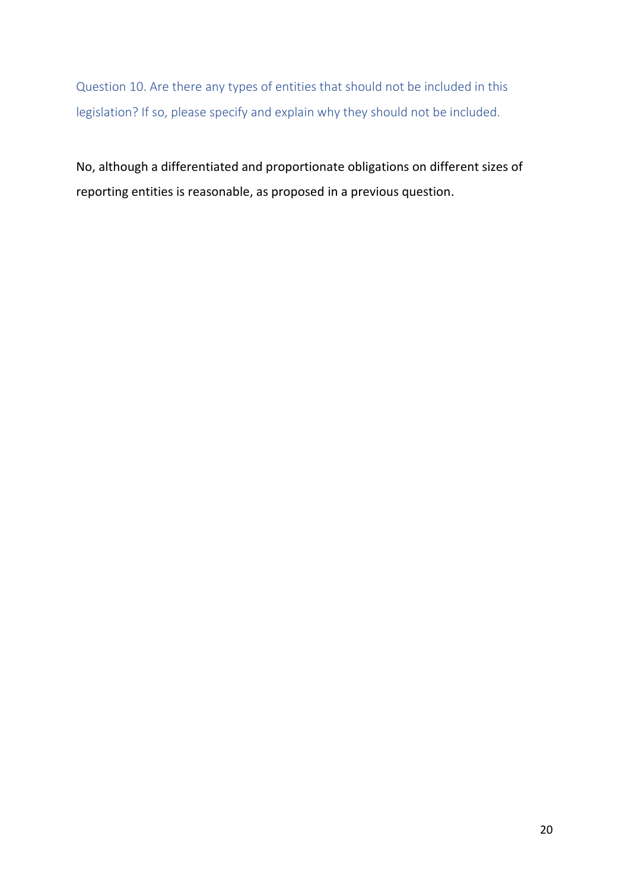### Question 10. Are there any types of entities that should not be included in this legislation? If so, please specify and explain why they should not be included.

No, although a differentiated and proportionate obligations on different sizes of reporting entities is reasonable, as proposed in a previous question.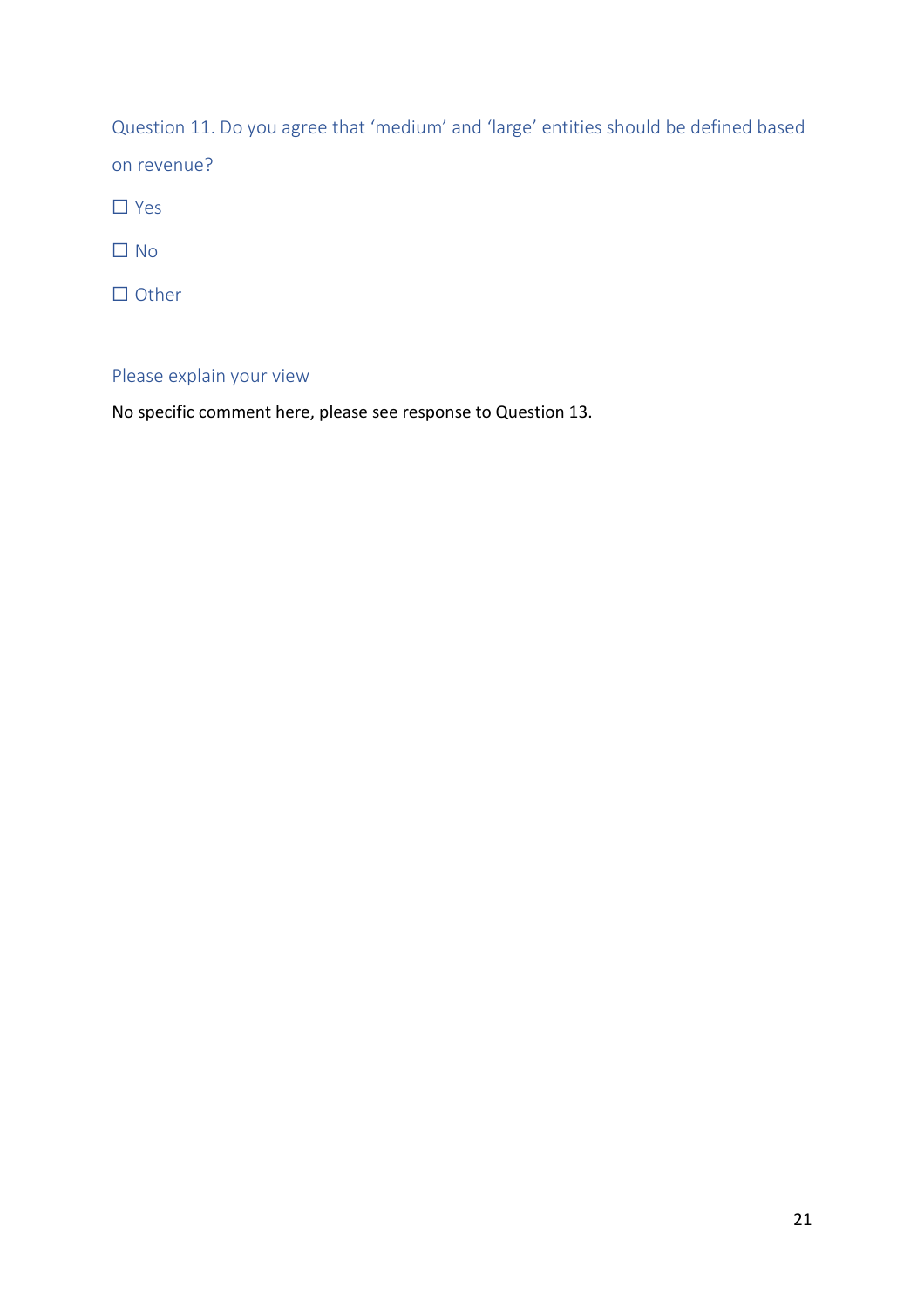### Question 11. Do you agree that ‘medium’ and ‘large’ entities should be defined based on revenue?

☐ Yes

☐ No

☐ Other

### Please explain your view

No specific comment here, please see response to Question 13.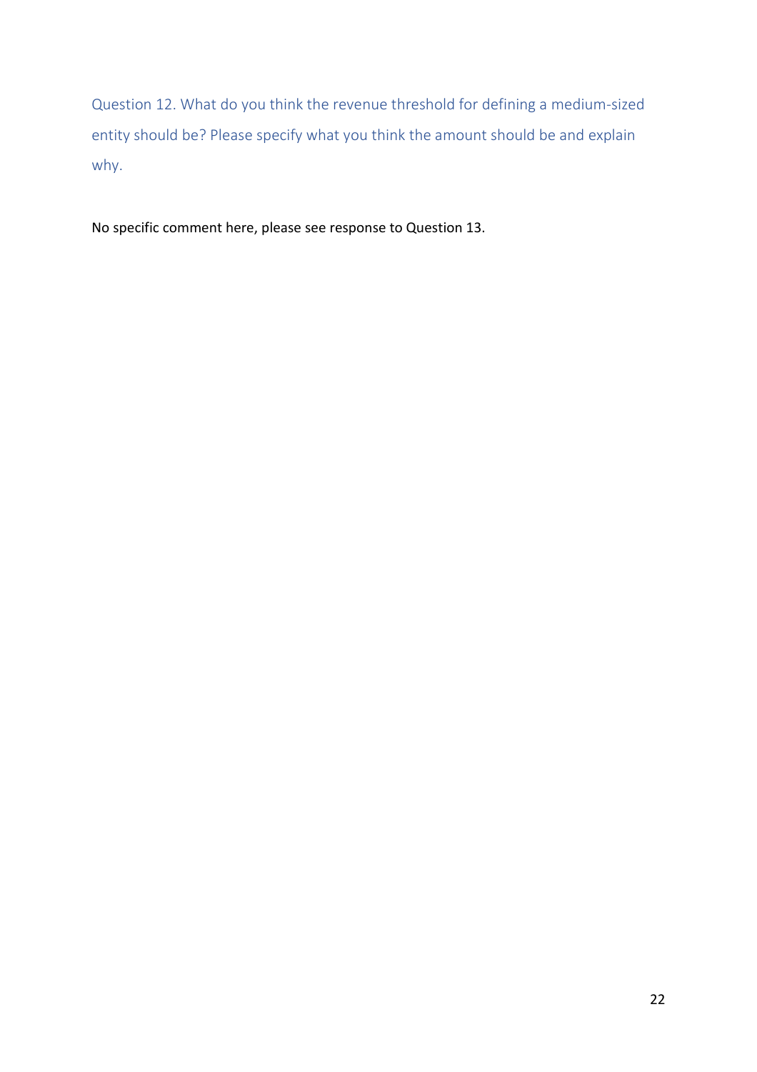### Question 12. What do you think the revenue threshold for defining a medium-sized entity should be? Please specify what you think the amount should be and explain why.

No specific comment here, please see response to Question 13.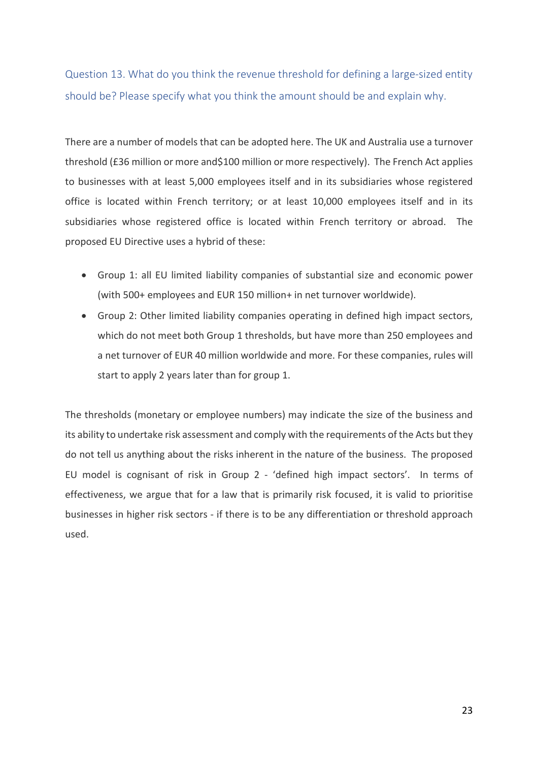### Question 13. What do you think the revenue threshold for defining a large-sized entity should be? Please specify what you think the amount should be and explain why.

There are a number of models that can be adopted here. The UK and Australia use a turnover threshold (£36 million or more and$100 million or more respectively). The French Act applies to businesses with at least 5,000 employees itself and in its subsidiaries whose registered office is located within French territory; or at least 10,000 employees itself and in its subsidiaries whose registered office is located within French territory or abroad. The proposed EU Directive uses a hybrid of these:

- Group 1: all EU limited liability companies of substantial size and economic power (with 500+ employees and EUR 150 million+ in net turnover worldwide).
- Group 2: Other limited liability companies operating in defined high impact sectors, which do not meet both Group 1 thresholds, but have more than 250 employees and a net turnover of EUR 40 million worldwide and more. For these companies, rules will start to apply 2 years later than for group 1.

The thresholds (monetary or employee numbers) may indicate the size of the business and its ability to undertake risk assessment and comply with the requirements of the Acts but they do not tell us anything about the risks inherent in the nature of the business. The proposed EU model is cognisant of risk in Group 2 - 'defined high impact sectors'. In terms of effectiveness, we argue that for a law that is primarily risk focused, it is valid to prioritise businesses in higher risk sectors - if there is to be any differentiation or threshold approach used.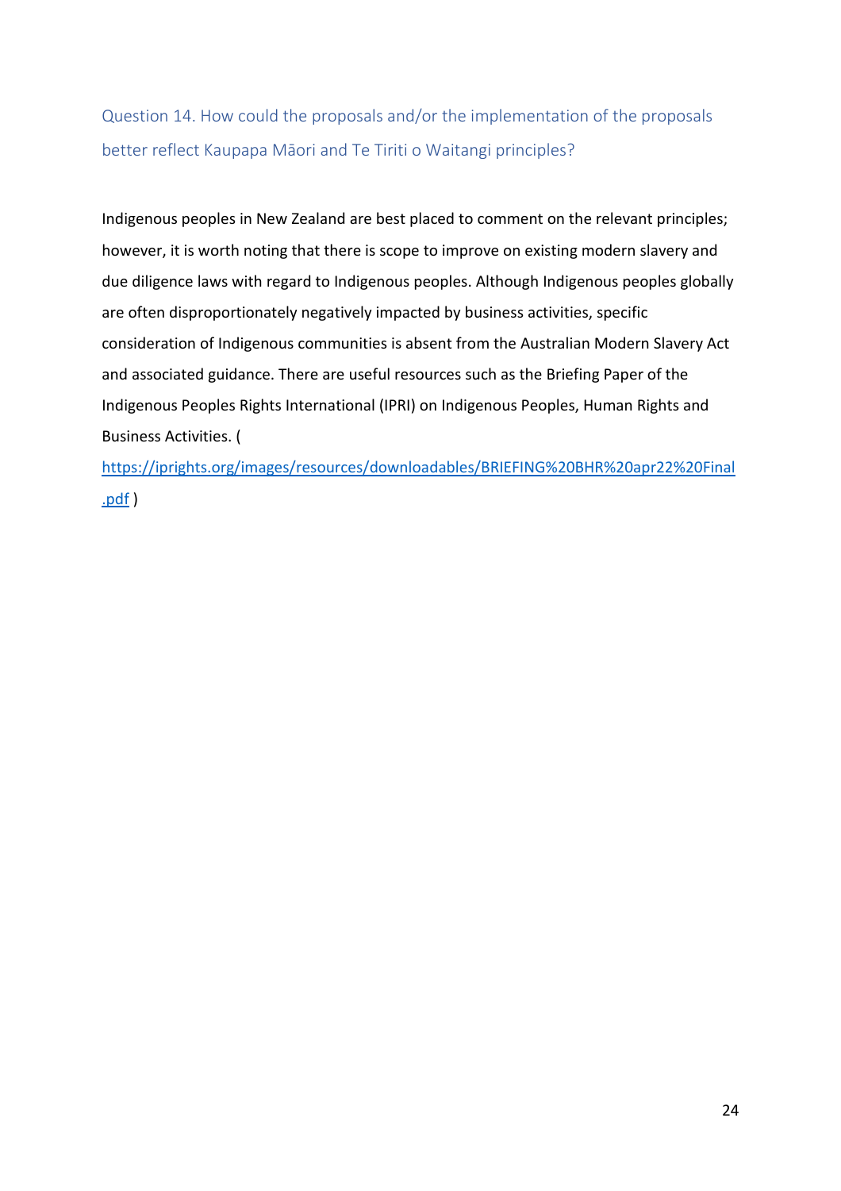## Question 14. How could the proposals and/or the implementation of the proposals better reflect Kaupapa Māori and Te Tiriti o Waitangi principles?

Indigenous peoples in New Zealand are best placed to comment on the relevant principles; however, it is worth noting that there is scope to improve on existing modern slavery and due diligence laws with regard to Indigenous peoples. Although Indigenous peoples globally are often disproportionately negatively impacted by business activities, specific consideration of Indigenous communities is absent from the Australian Modern Slavery Act and associated guidance. There are useful resources such as the Briefing Paper of the Indigenous Peoples Rights International (IPRI) on Indigenous Peoples, Human Rights and Business Activities. ( [https://iprights.org/images/resources/downloadables/BRIEFING%20BHR%20apr22%20Final.pdf](https://iprights.org/images/resources/downloadables/BRIEFING%20BHR%20apr22%20Final.pdf) )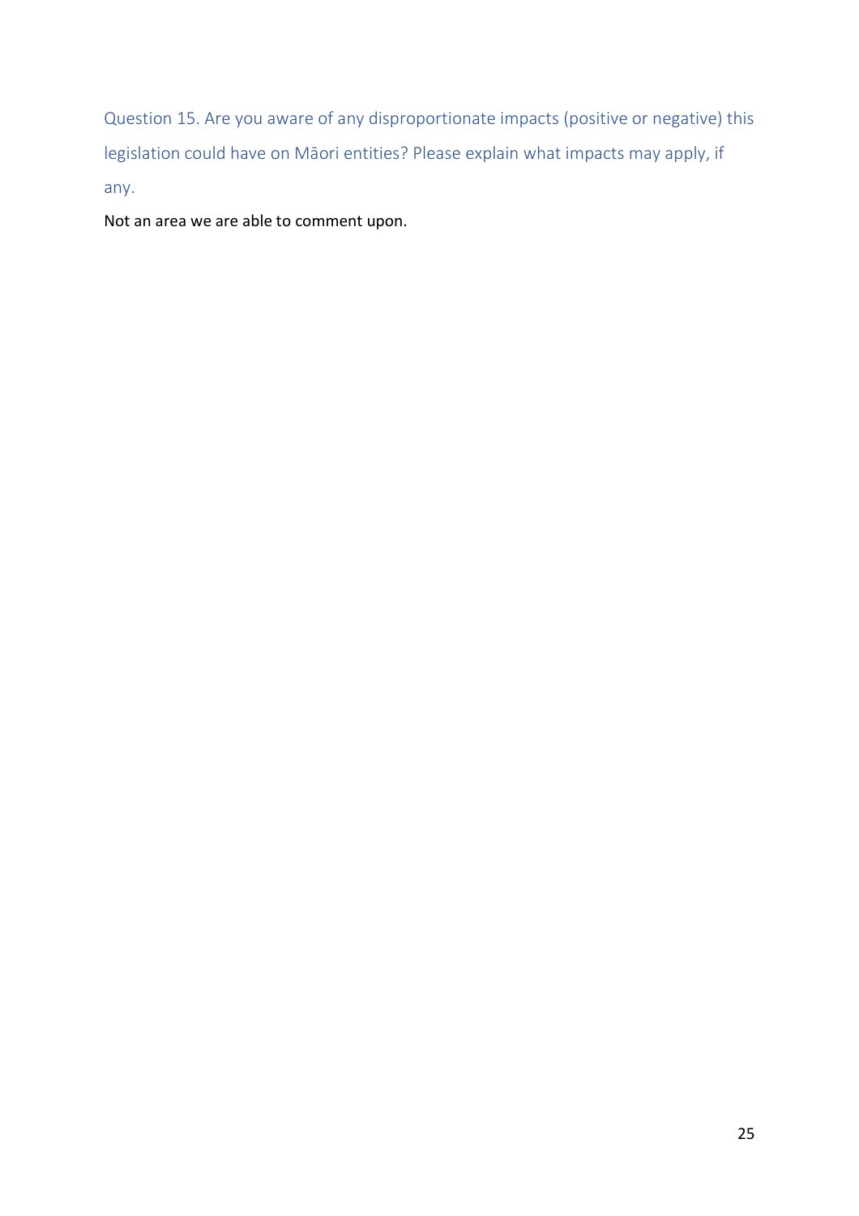### Question 15. Are you aware of any disproportionate impacts (positive or negative) this legislation could have on Māori entities? Please explain what impacts may apply, if any.

Not an area we are able to comment upon.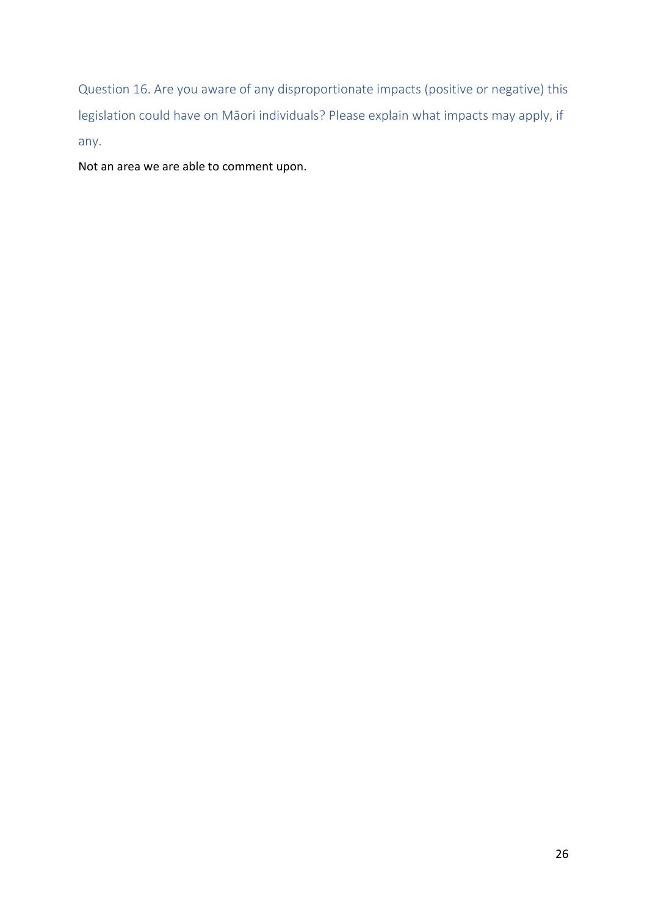### Question 16. Are you aware of any disproportionate impacts (positive or negative) this legislation could have on Māori individuals? Please explain what impacts may apply, if any.

Not an area we are able to comment upon.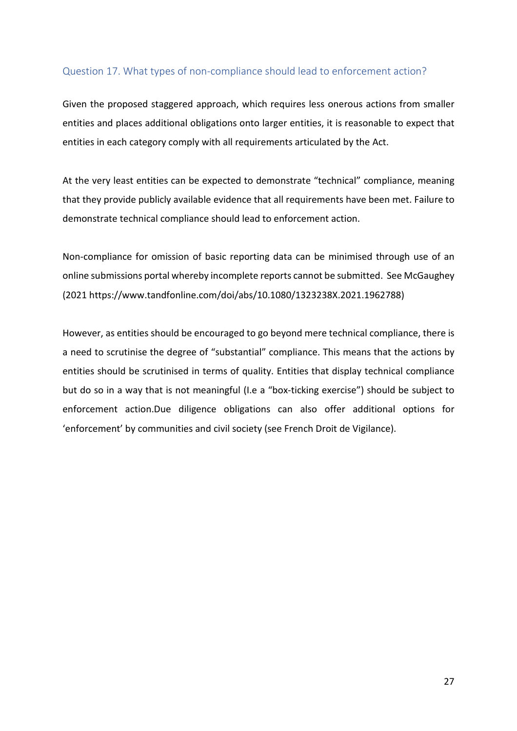## Question 17. What types of non-compliance should lead to enforcement action?

Given the proposed staggered approach, which requires less onerous actions from smaller entities and places additional obligations onto larger entities, it is reasonable to expect that entities in each category comply with all requirements articulated by the Act.

At the very least entities can be expected to demonstrate "technical" compliance, meaning that they provide publicly available evidence that all requirements have been met. Failure to demonstrate technical compliance should lead to enforcement action.

Non-compliance for omission of basic reporting data can be minimised through use of an online submissions portal whereby incomplete reports cannot be submitted. See McGaughey (2021 https://www.tandfonline.com/doi/abs/10.1080/1323238X.2021.1962788)

However, as entities should be encouraged to go beyond mere technical compliance, there is a need to scrutinise the degree of "substantial" compliance. This means that the actions by entities should be scrutinised in terms of quality. Entities that display technical compliance but do so in a way that is not meaningful (I.e a "box-ticking exercise") should be subject to enforcement action.Due diligence obligations can also offer additional options for 'enforcement' by communities and civil society (see French Droit de Vigilance).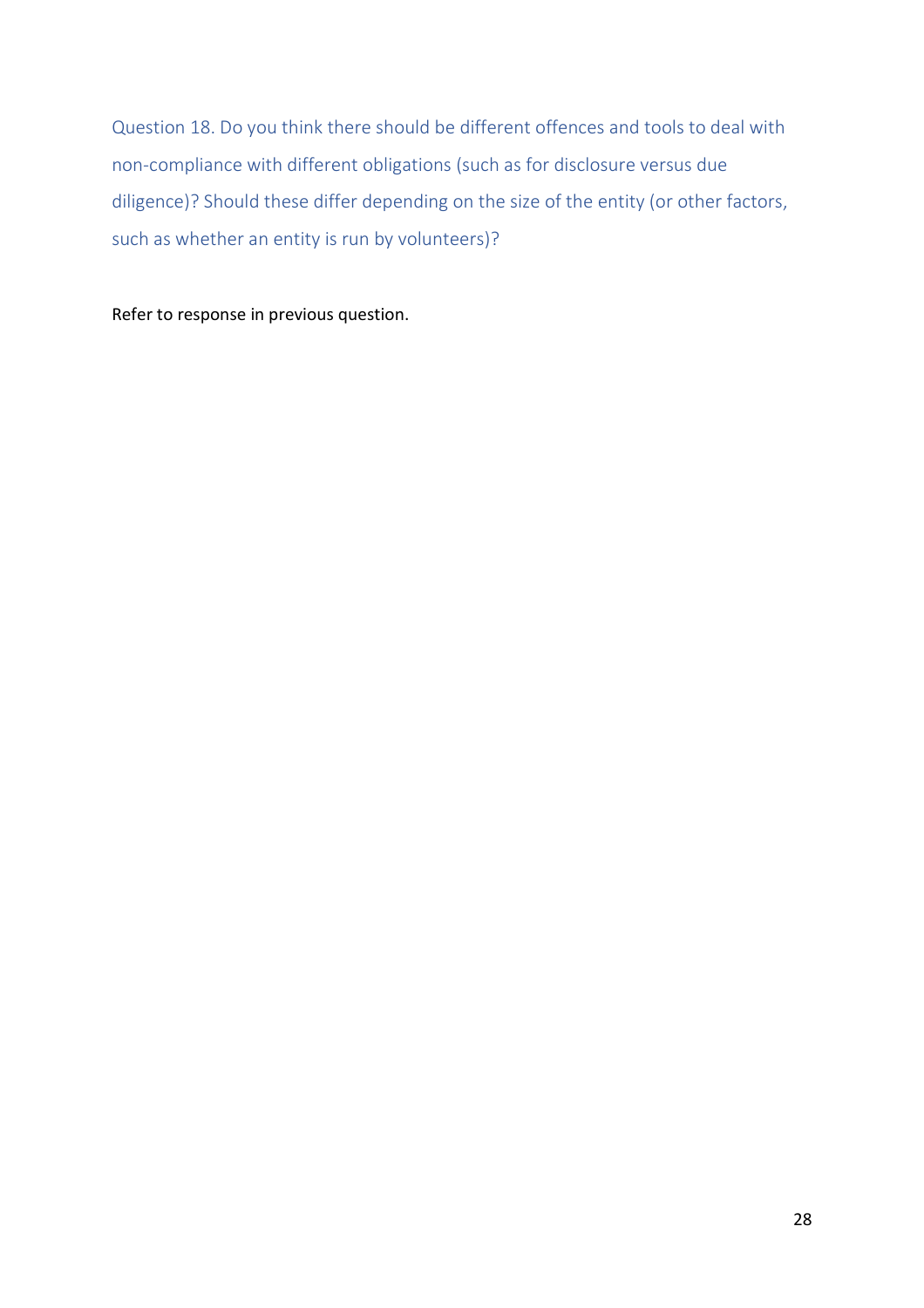Question 18. Do you think there should be different offences and tools to deal with non-compliance with different obligations (such as for disclosure versus due diligence)? Should these differ depending on the size of the entity (or other factors, such as whether an entity is run by volunteers)?

Refer to response in previous question.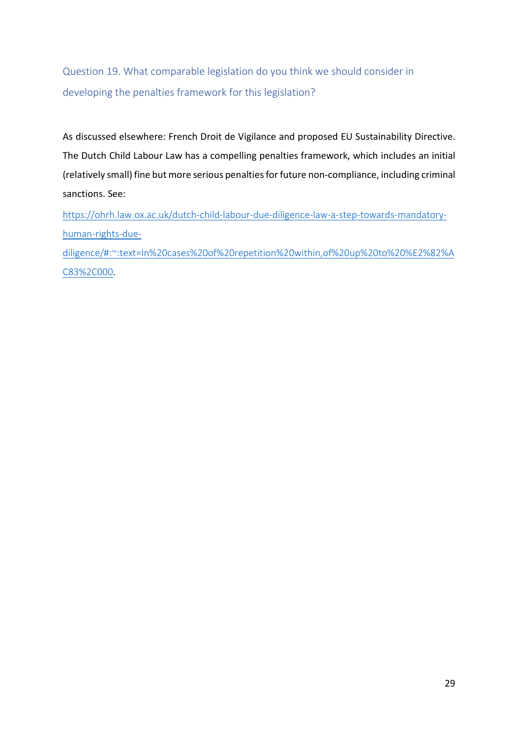### Question 19. What comparable legislation do you think we should consider in developing the penalties framework for this legislation?

As discussed elsewhere: French Droit de Vigilance and proposed EU Sustainability Directive. The Dutch Child Labour Law has a compelling penalties framework, which includes an initial (relatively small) fine but more serious penalties for future non-compliance, including criminal sanctions. See: https://ohrh.law.ox.ac.uk/dutch-child-labour-due-diligence-law-a-step-towards-mandatory-human-rights-due-diligence/#:~:text=In%20cases%20of%20repetition%20within,of%20up%20to%20%E2%82%AC83%2C000.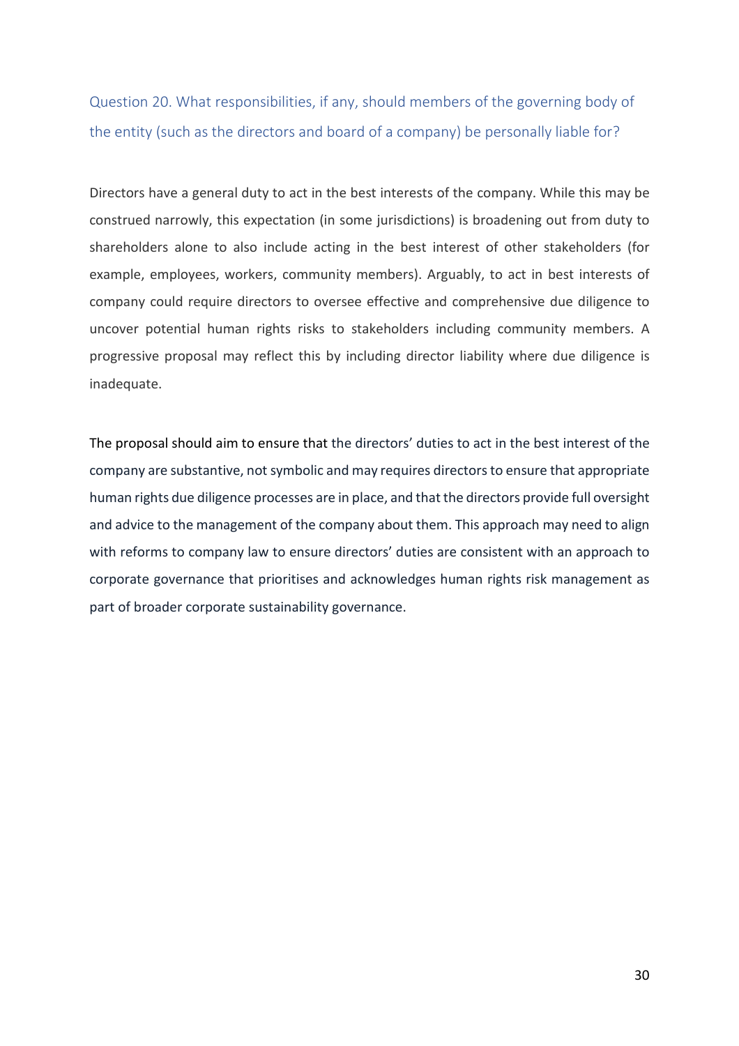## Question 20. What responsibilities, if any, should members of the governing body of the entity (such as the directors and board of a company) be personally liable for?

Directors have a general duty to act in the best interests of the company. While this may be construed narrowly, this expectation (in some jurisdictions) is broadening out from duty to shareholders alone to also include acting in the best interest of other stakeholders (for example, employees, workers, community members). Arguably, to act in best interests of company could require directors to oversee effective and comprehensive due diligence to uncover potential human rights risks to stakeholders including community members. A progressive proposal may reflect this by including director liability where due diligence is inadequate.

The proposal should aim to ensure that the directors' duties to act in the best interest of the company are substantive, not symbolic and may requires directors to ensure that appropriate human rights due diligence processes are in place, and that the directors provide full oversight and advice to the management of the company about them. This approach may need to align with reforms to company law to ensure directors' duties are consistent with an approach to corporate governance that prioritises and acknowledges human rights risk management as part of broader corporate sustainability governance.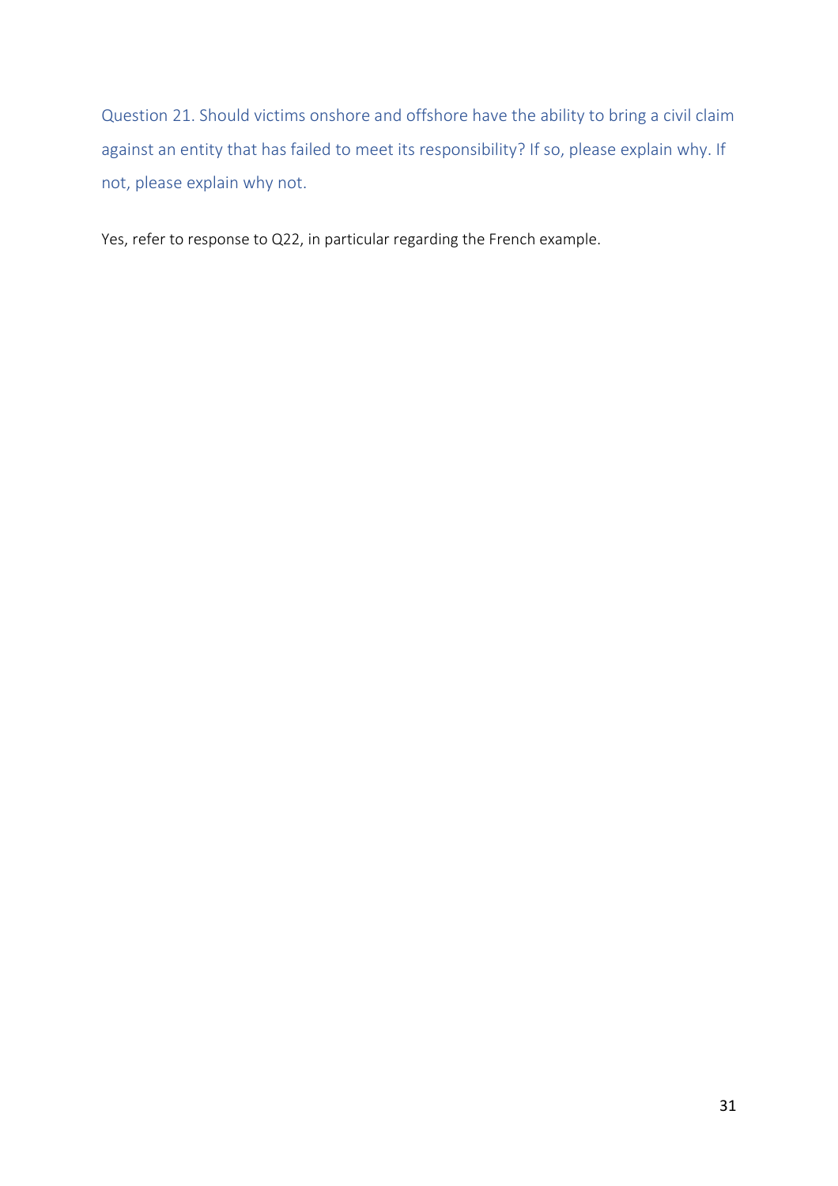### Question 21. Should victims onshore and offshore have the ability to bring a civil claim against an entity that has failed to meet its responsibility? If so, please explain why. If not, please explain why not.

Yes, refer to response to Q22, in particular regarding the French example.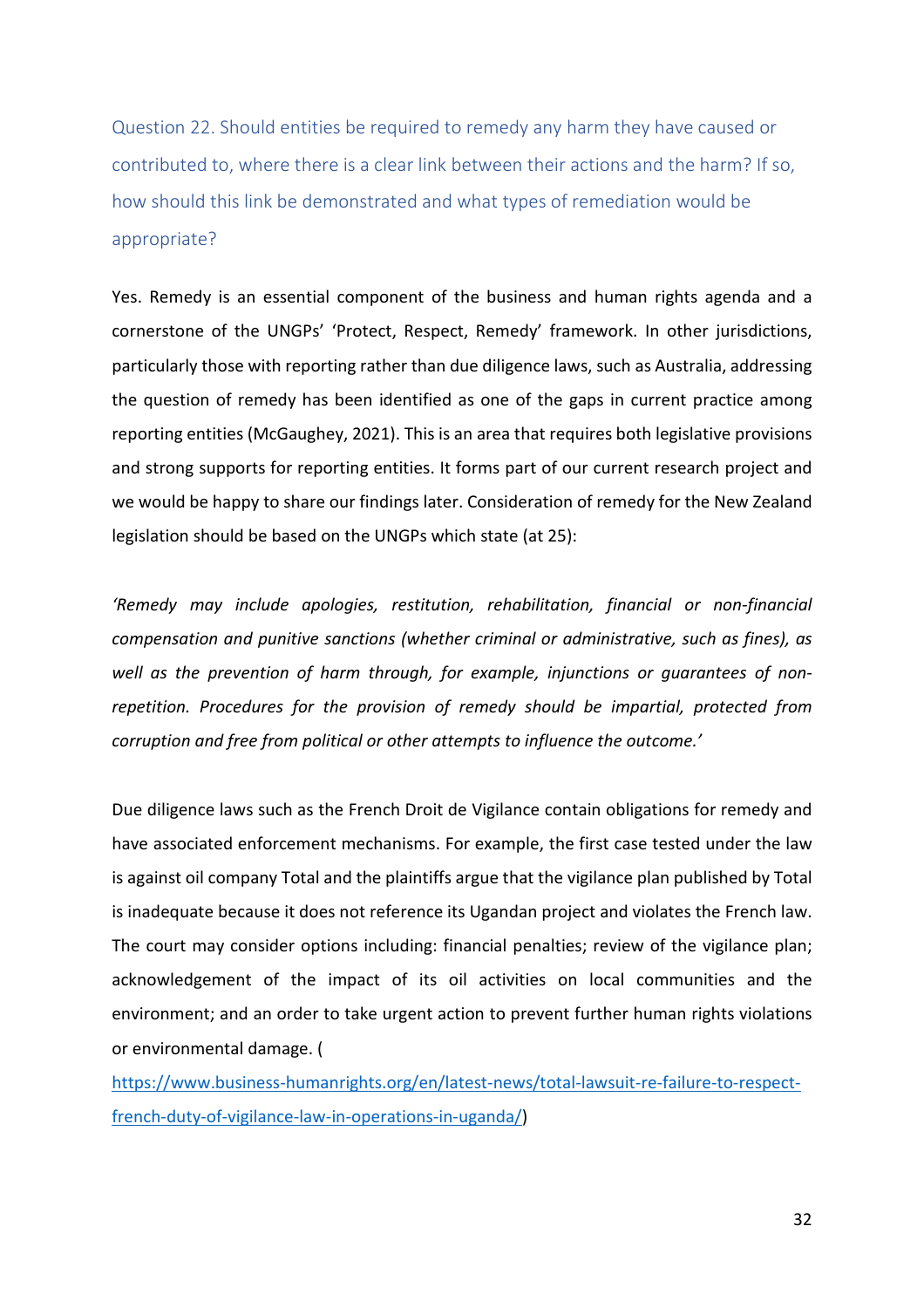### Question 22. Should entities be required to remedy any harm they have caused or contributed to, where there is a clear link between their actions and the harm? If so, how should this link be demonstrated and what types of remediation would be appropriate?

Yes. Remedy is an essential component of the business and human rights agenda and a cornerstone of the UNGPs' 'Protect, Respect, Remedy' framework. In other jurisdictions, particularly those with reporting rather than due diligence laws, such as Australia, addressing the question of remedy has been identified as one of the gaps in current practice among reporting entities (McGaughey, 2021). This is an area that requires both legislative provisions and strong supports for reporting entities. It forms part of our current research project and we would be happy to share our findings later. Consideration of remedy for the New Zealand legislation should be based on the UNGPs which state (at 25):

*'Remedy may include apologies, restitution, rehabilitation, financial or non-financial compensation and punitive sanctions (whether criminal or administrative, such as fines), as well as the prevention of harm through, for example, injunctions or guarantees of non-repetition. Procedures for the provision of remedy should be impartial, protected from corruption and free from political or other attempts to influence the outcome.'*

Due diligence laws such as the French Droit de Vigilance contain obligations for remedy and have associated enforcement mechanisms. For example, the first case tested under the law is against oil company Total and the plaintiffs argue that the vigilance plan published by Total is inadequate because it does not reference its Ugandan project and violates the French law. The court may consider options including: financial penalties; review of the vigilance plan; acknowledgement of the impact of its oil activities on local communities and the environment; and an order to take urgent action to prevent further human rights violations or environmental damage. ([https://www.business-humanrights.org/en/latest-news/total-lawsuit-re-failure-to-respect-french-duty-of-vigilance-law-in-operations-in-uganda/](https://www.business-humanrights.org/en/latest-news/total-lawsuit-re-failure-to-respect-french-duty-of-vigilance-law-in-operations-in-uganda/))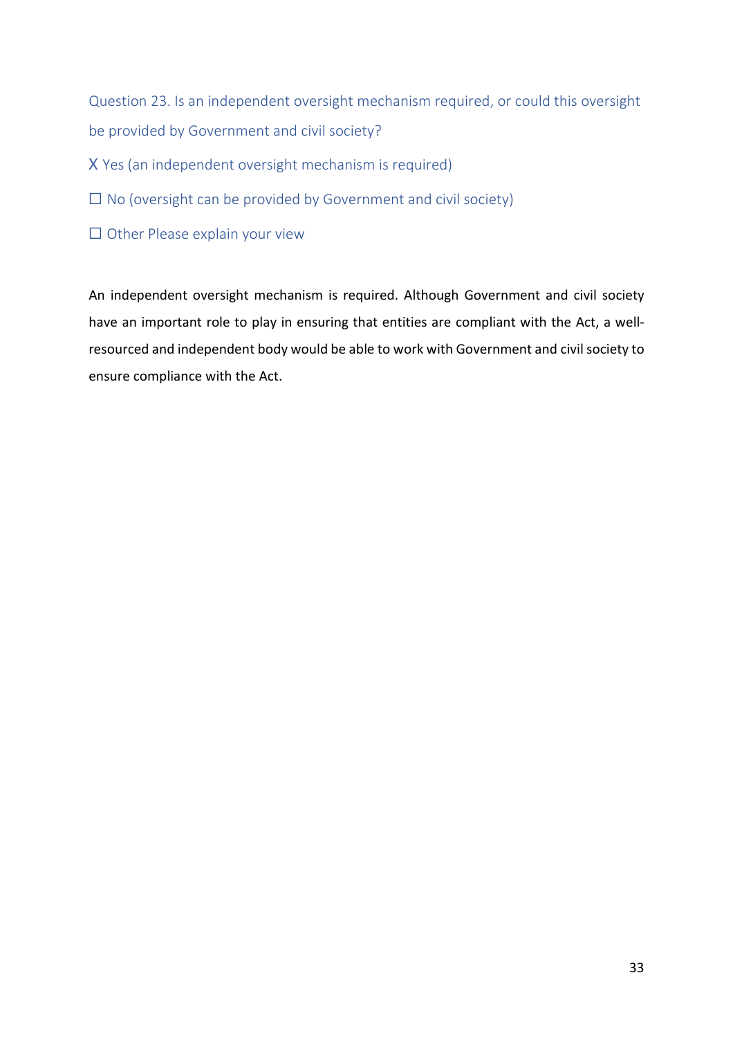Question 23. Is an independent oversight mechanism required, or could this oversight be provided by Government and civil society?

X Yes (an independent oversight mechanism is required)

☐ No (oversight can be provided by Government and civil society)

☐ Other Please explain your view

An independent oversight mechanism is required. Although Government and civil society have an important role to play in ensuring that entities are compliant with the Act, a well-resourced and independent body would be able to work with Government and civil society to ensure compliance with the Act.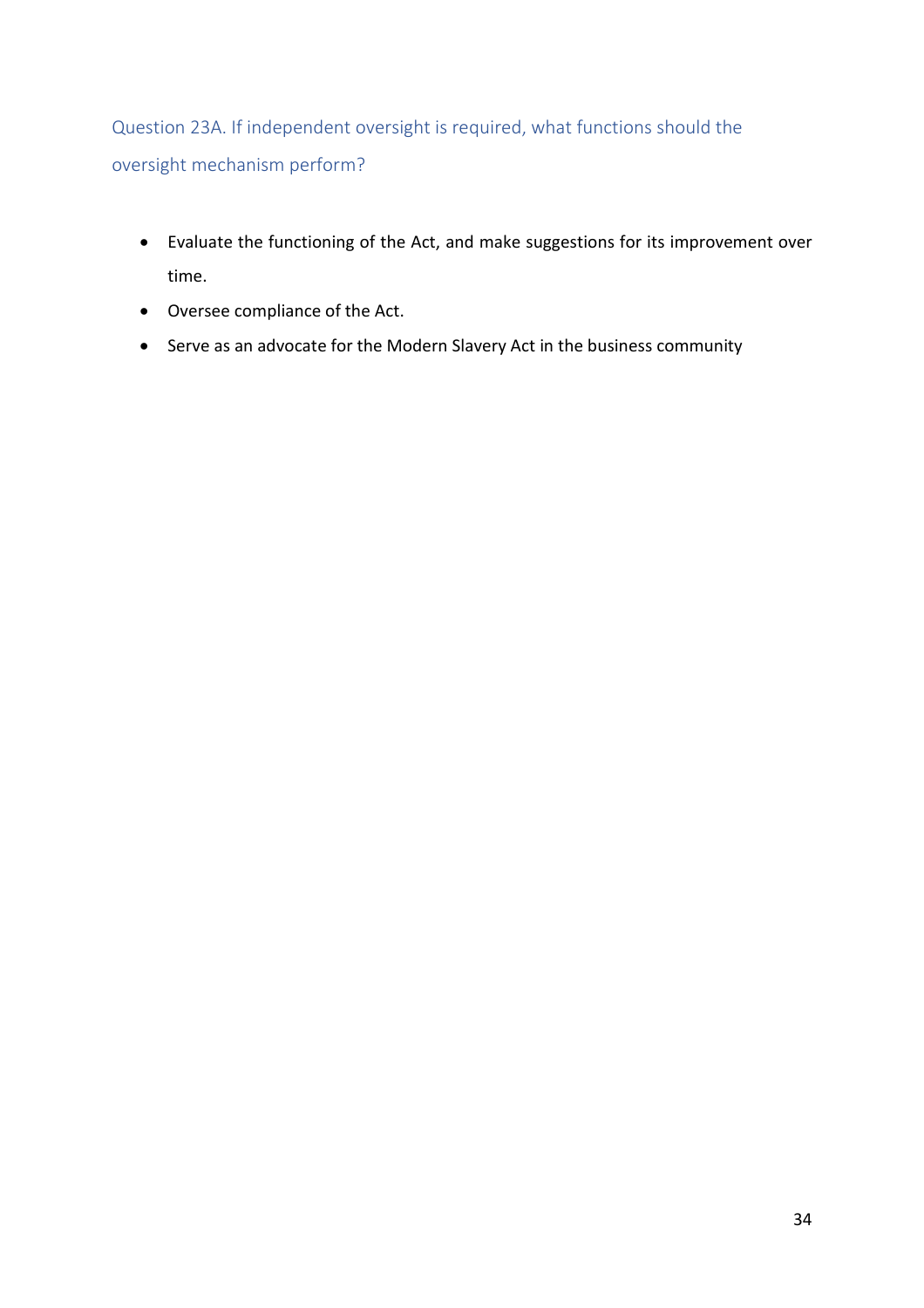### Question 23A. If independent oversight is required, what functions should the oversight mechanism perform?

- Evaluate the functioning of the Act, and make suggestions for its improvement over time.
- Oversee compliance of the Act.
- Serve as an advocate for the Modern Slavery Act in the business community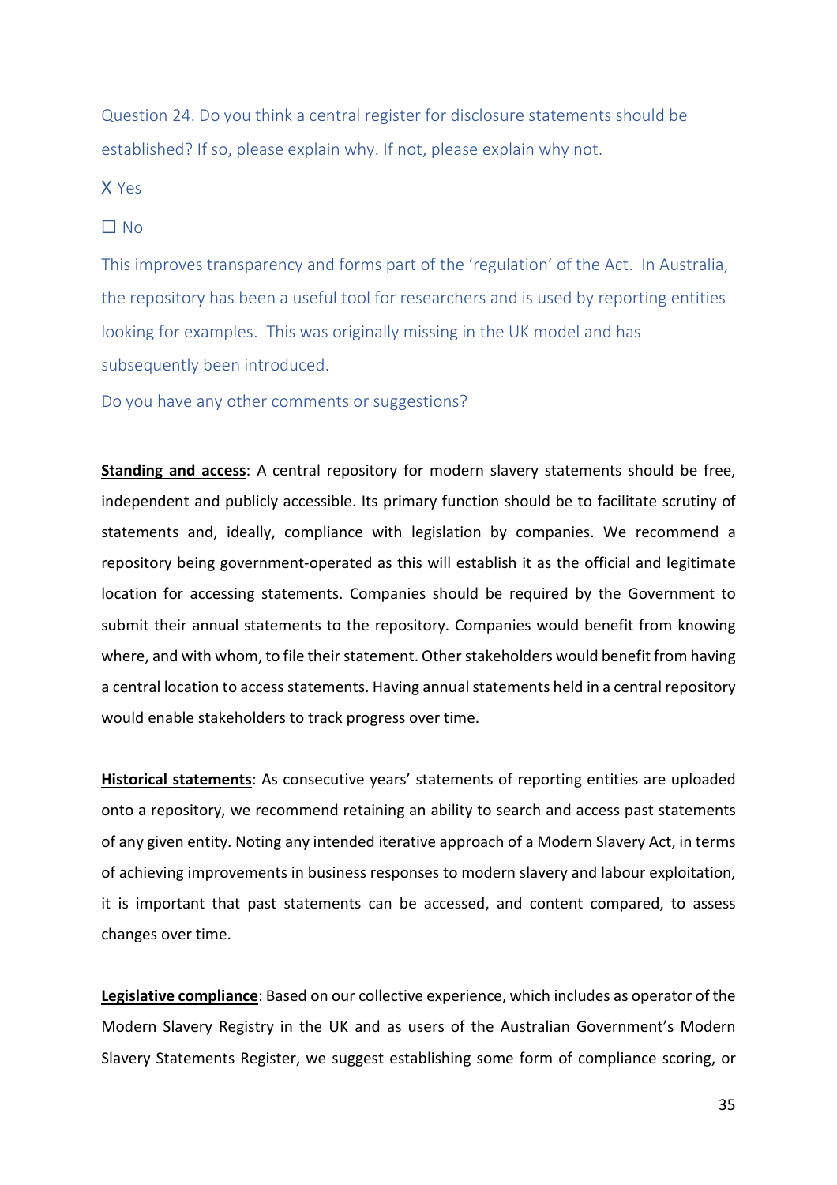Question 24. Do you think a central register for disclosure statements should be established? If so, please explain why. If not, please explain why not.

X Yes

☐ No

This improves transparency and forms part of the 'regulation' of the Act. In Australia, the repository has been a useful tool for researchers and is used by reporting entities looking for examples. This was originally missing in the UK model and has subsequently been introduced.

Do you have any other comments or suggestions?

**Standing and access**: A central repository for modern slavery statements should be free, independent and publicly accessible. Its primary function should be to facilitate scrutiny of statements and, ideally, compliance with legislation by companies. We recommend a repository being government-operated as this will establish it as the official and legitimate location for accessing statements. Companies should be required by the Government to submit their annual statements to the repository. Companies would benefit from knowing where, and with whom, to file their statement. Other stakeholders would benefit from having a central location to access statements. Having annual statements held in a central repository would enable stakeholders to track progress over time.

**Historical statements**: As consecutive years' statements of reporting entities are uploaded onto a repository, we recommend retaining an ability to search and access past statements of any given entity. Noting any intended iterative approach of a Modern Slavery Act, in terms of achieving improvements in business responses to modern slavery and labour exploitation, it is important that past statements can be accessed, and content compared, to assess changes over time.

**Legislative compliance**: Based on our collective experience, which includes as operator of the Modern Slavery Registry in the UK and as users of the Australian Government's Modern Slavery Statements Register, we suggest establishing some form of compliance scoring, or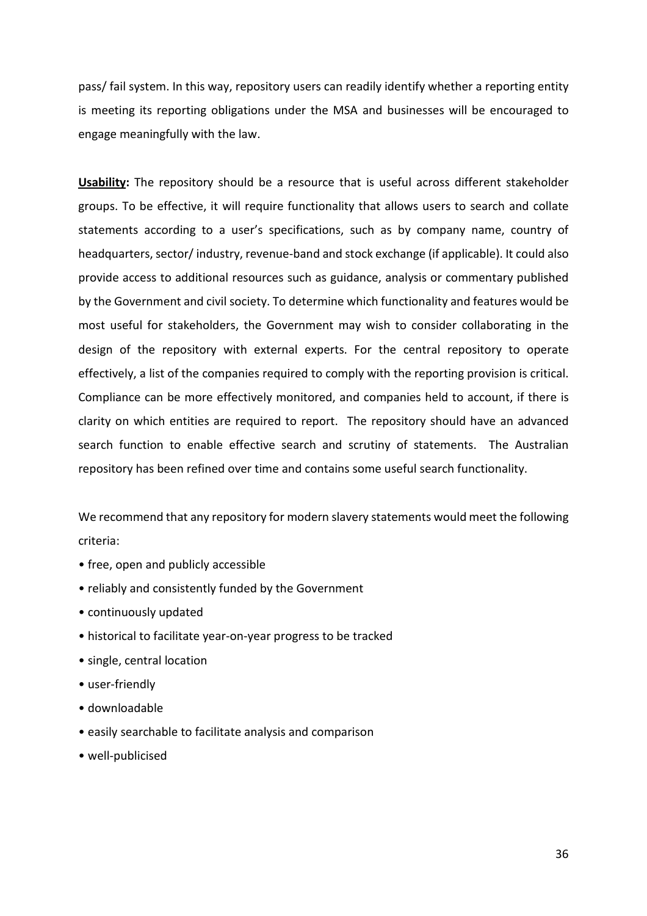pass/ fail system. In this way, repository users can readily identify whether a reporting entity is meeting its reporting obligations under the MSA and businesses will be encouraged to engage meaningfully with the law.

**Usability:** The repository should be a resource that is useful across different stakeholder groups. To be effective, it will require functionality that allows users to search and collate statements according to a user's specifications, such as by company name, country of headquarters, sector/ industry, revenue-band and stock exchange (if applicable). It could also provide access to additional resources such as guidance, analysis or commentary published by the Government and civil society. To determine which functionality and features would be most useful for stakeholders, the Government may wish to consider collaborating in the design of the repository with external experts. For the central repository to operate effectively, a list of the companies required to comply with the reporting provision is critical. Compliance can be more effectively monitored, and companies held to account, if there is clarity on which entities are required to report. The repository should have an advanced search function to enable effective search and scrutiny of statements. The Australian repository has been refined over time and contains some useful search functionality.

We recommend that any repository for modern slavery statements would meet the following criteria:

- free, open and publicly accessible
- reliably and consistently funded by the Government
- continuously updated
- historical to facilitate year-on-year progress to be tracked
- single, central location
- user-friendly
- downloadable
- easily searchable to facilitate analysis and comparison
- well-publicised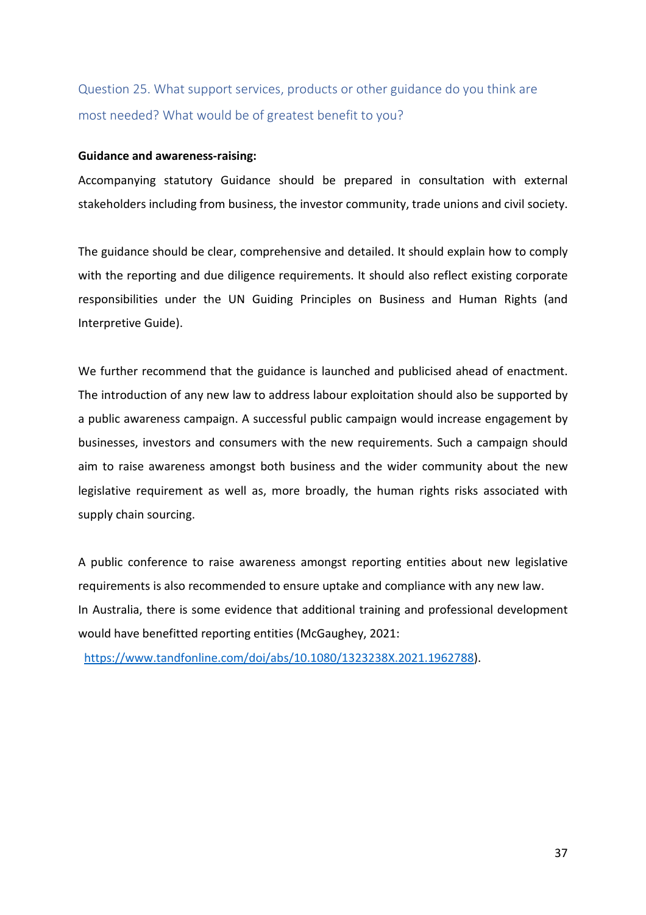## Question 25. What support services, products or other guidance do you think are most needed? What would be of greatest benefit to you?

**Guidance and awareness-raising:**

Accompanying statutory Guidance should be prepared in consultation with external stakeholders including from business, the investor community, trade unions and civil society.

The guidance should be clear, comprehensive and detailed. It should explain how to comply with the reporting and due diligence requirements. It should also reflect existing corporate responsibilities under the UN Guiding Principles on Business and Human Rights (and Interpretive Guide).

We further recommend that the guidance is launched and publicised ahead of enactment. The introduction of any new law to address labour exploitation should also be supported by a public awareness campaign. A successful public campaign would increase engagement by businesses, investors and consumers with the new requirements. Such a campaign should aim to raise awareness amongst both business and the wider community about the new legislative requirement as well as, more broadly, the human rights risks associated with supply chain sourcing.

A public conference to raise awareness amongst reporting entities about new legislative requirements is also recommended to ensure uptake and compliance with any new law.
In Australia, there is some evidence that additional training and professional development would have benefitted reporting entities (McGaughey, 2021: https://www.tandfonline.com/doi/abs/10.1080/1323238X.2021.1962788).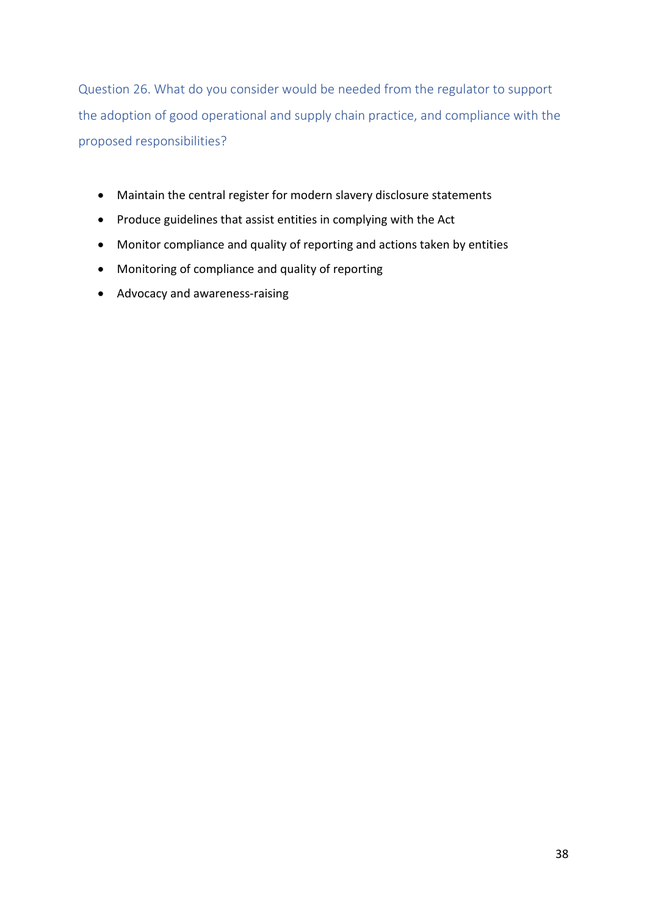### Question 26. What do you consider would be needed from the regulator to support the adoption of good operational and supply chain practice, and compliance with the proposed responsibilities?

- Maintain the central register for modern slavery disclosure statements
- Produce guidelines that assist entities in complying with the Act
- Monitor compliance and quality of reporting and actions taken by entities
- Monitoring of compliance and quality of reporting
- Advocacy and awareness-raising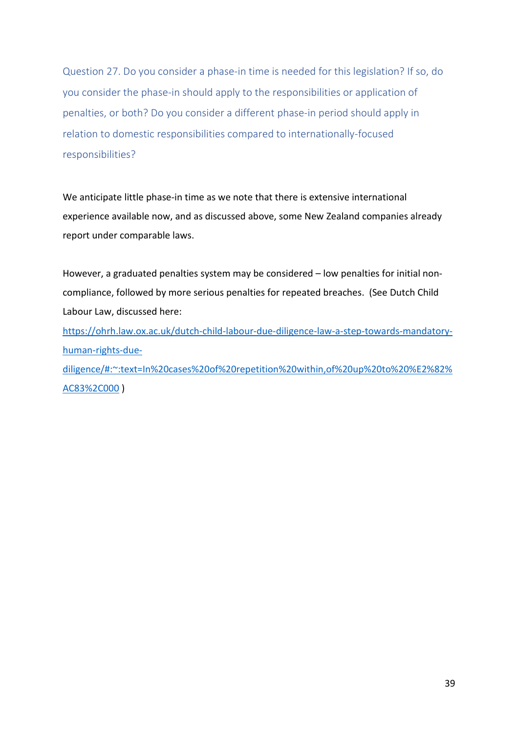Question 27. Do you consider a phase-in time is needed for this legislation? If so, do you consider the phase-in should apply to the responsibilities or application of penalties, or both? Do you consider a different phase-in period should apply in relation to domestic responsibilities compared to internationally-focused responsibilities?

We anticipate little phase-in time as we note that there is extensive international experience available now, and as discussed above, some New Zealand companies already report under comparable laws.

However, a graduated penalties system may be considered – low penalties for initial non-compliance, followed by more serious penalties for repeated breaches. (See Dutch Child Labour Law, discussed here: [https://ohrh.law.ox.ac.uk/dutch-child-labour-due-diligence-law-a-step-towards-mandatory-human-rights-due-diligence/#:~:text=In%20cases%20of%20repetition%20within,of%20up%20to%20%E2%82%AC83%2C000](https://ohrh.law.ox.ac.uk/dutch-child-labour-due-diligence-law-a-step-towards-mandatory-human-rights-due-diligence/#:~:text=In%20cases%20of%20repetition%20within,of%20up%20to%20%E2%82%AC83%2C000) )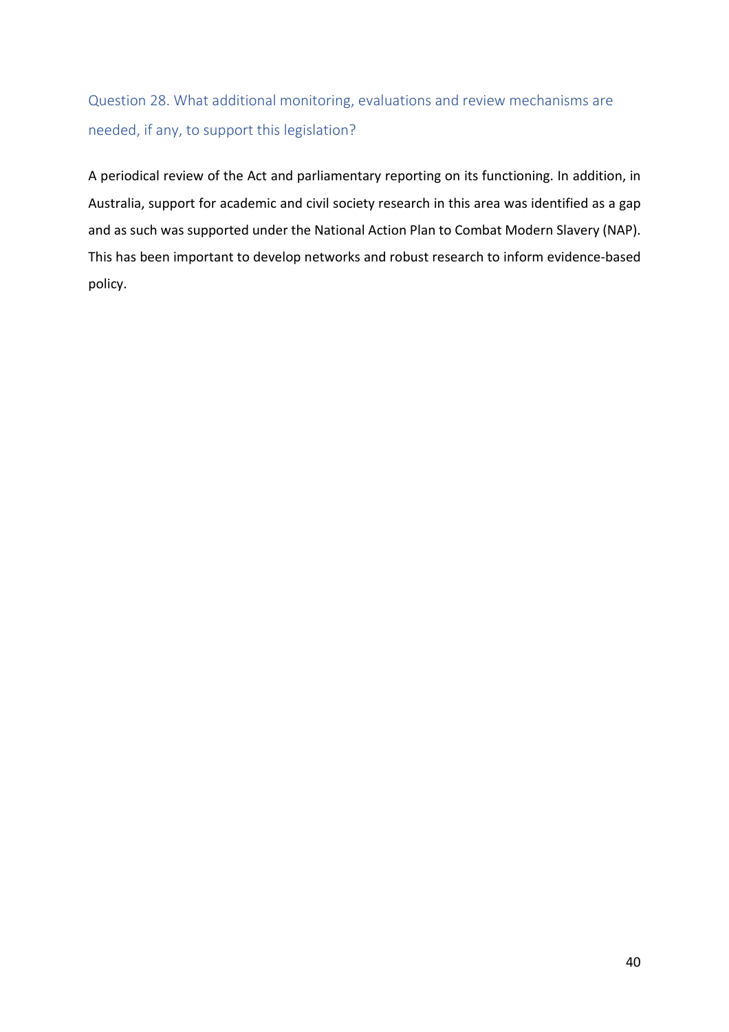### Question 28. What additional monitoring, evaluations and review mechanisms are needed, if any, to support this legislation?

A periodical review of the Act and parliamentary reporting on its functioning. In addition, in Australia, support for academic and civil society research in this area was identified as a gap and as such was supported under the National Action Plan to Combat Modern Slavery (NAP). This has been important to develop networks and robust research to inform evidence-based policy.